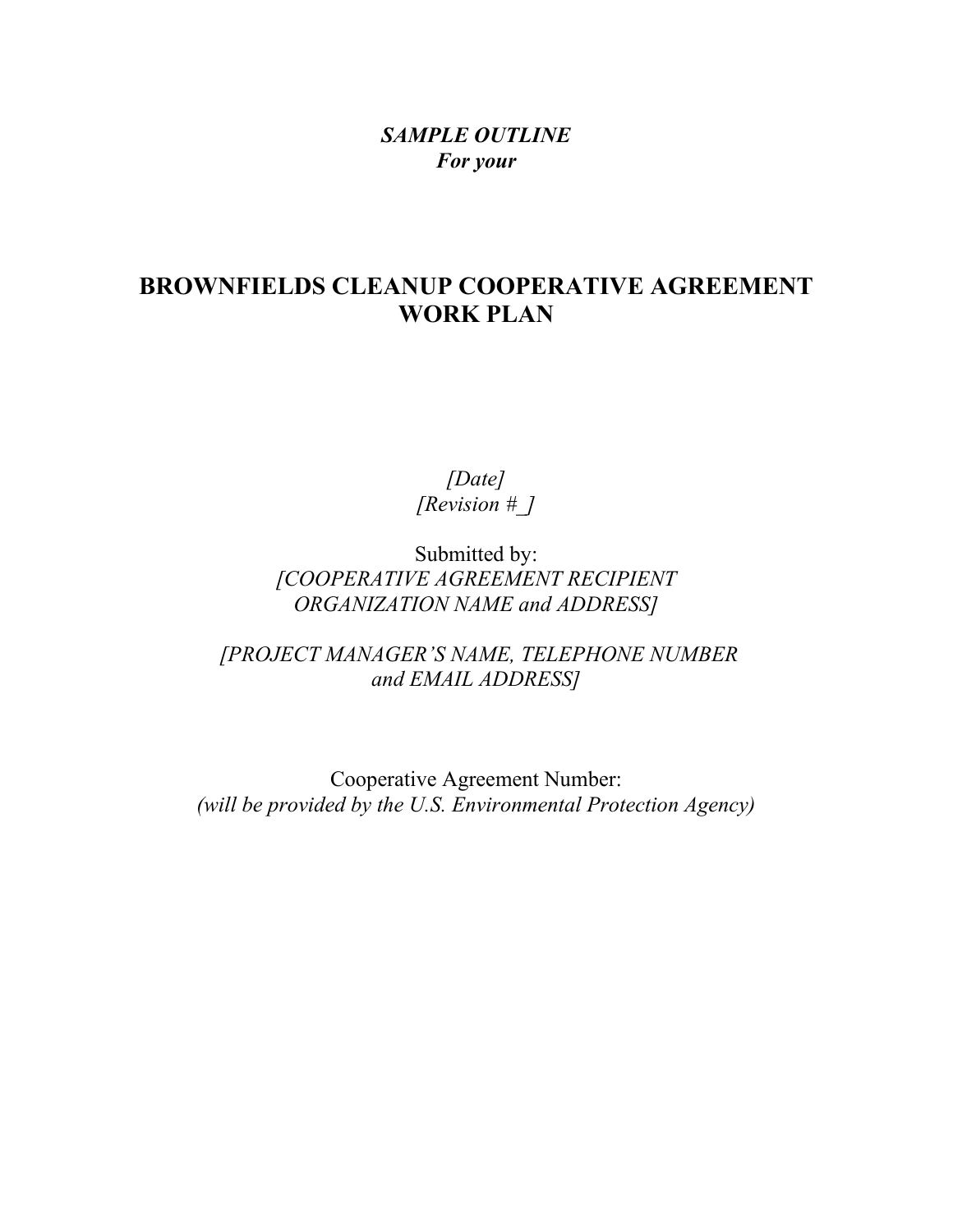***SAMPLE OUTLINE***
***For your***

# BROWNFIELDS CLEANUP COOPERATIVE AGREEMENT WORK PLAN

*[Date]*
*[Revision #_]*

Submitted by:
*[COOPERATIVE AGREEMENT RECIPIENT ORGANIZATION NAME and ADDRESS]*

*[PROJECT MANAGER'S NAME, TELEPHONE NUMBER and EMAIL ADDRESS]*

Cooperative Agreement Number:
*(will be provided by the U.S. Environmental Protection Agency)*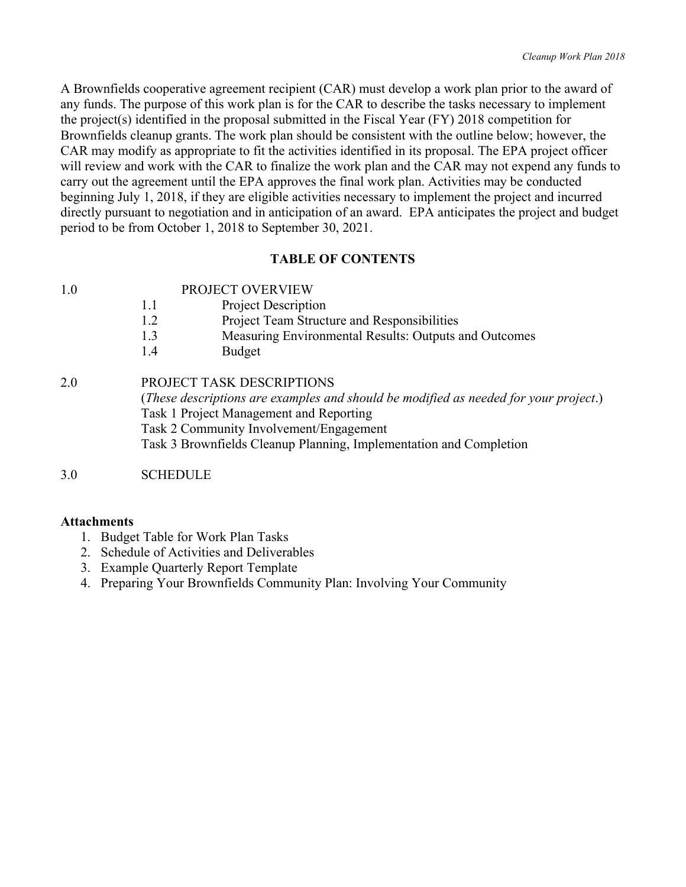A Brownfields cooperative agreement recipient (CAR) must develop a work plan prior to the award of any funds. The purpose of this work plan is for the CAR to describe the tasks necessary to implement the project(s) identified in the proposal submitted in the Fiscal Year (FY) 2018 competition for Brownfields cleanup grants. The work plan should be consistent with the outline below; however, the CAR may modify as appropriate to fit the activities identified in its proposal. The EPA project officer will review and work with the CAR to finalize the work plan and the CAR may not expend any funds to carry out the agreement until the EPA approves the final work plan. Activities may be conducted beginning July 1, 2018, if they are eligible activities necessary to implement the project and incurred directly pursuant to negotiation and in anticipation of an award. EPA anticipates the project and budget period to be from October 1, 2018 to September 30, 2021.

## TABLE OF CONTENTS

1.0 PROJECT OVERVIEW
- 1.1 Project Description
- 1.2 Project Team Structure and Responsibilities
- 1.3 Measuring Environmental Results: Outputs and Outcomes
- 1.4 Budget

2.0 PROJECT TASK DESCRIPTIONS
(*These descriptions are examples and should be modified as needed for your project*.)
- Task 1 Project Management and Reporting
- Task 2 Community Involvement/Engagement
- Task 3 Brownfields Cleanup Planning, Implementation and Completion

3.0 SCHEDULE

**Attachments**

1. Budget Table for Work Plan Tasks
2. Schedule of Activities and Deliverables
3. Example Quarterly Report Template
4. Preparing Your Brownfields Community Plan: Involving Your Community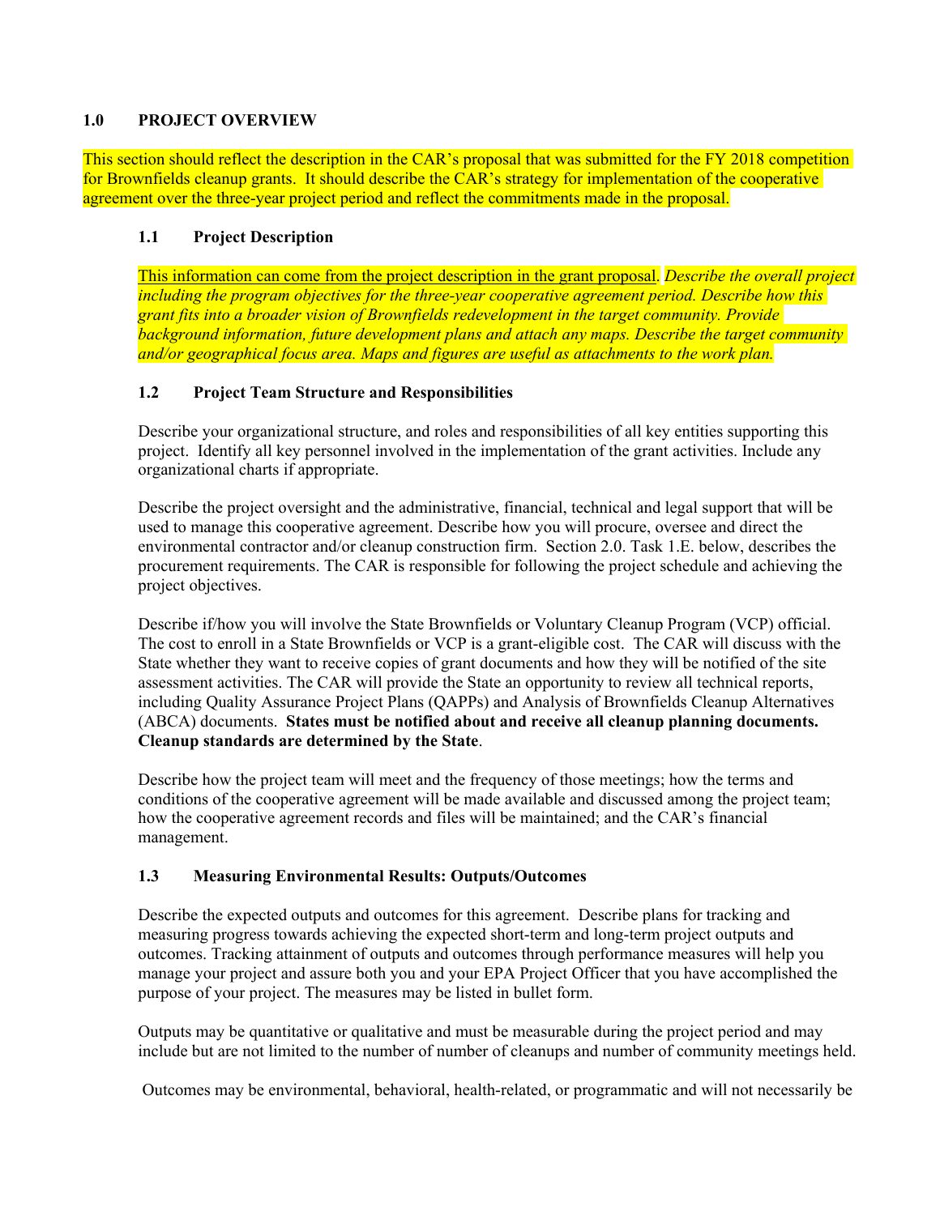## 1.0 PROJECT OVERVIEW

This section should reflect the description in the CAR's proposal that was submitted for the FY 2018 competition for Brownfields cleanup grants. It should describe the CAR's strategy for implementation of the cooperative agreement over the three-year project period and reflect the commitments made in the proposal.

### 1.1 Project Description

This information can come from the project description in the grant proposal. *Describe the overall project including the program objectives for the three-year cooperative agreement period. Describe how this grant fits into a broader vision of Brownfields redevelopment in the target community. Provide background information, future development plans and attach any maps. Describe the target community and/or geographical focus area. Maps and figures are useful as attachments to the work plan.*

### 1.2 Project Team Structure and Responsibilities

Describe your organizational structure, and roles and responsibilities of all key entities supporting this project. Identify all key personnel involved in the implementation of the grant activities. Include any organizational charts if appropriate.

Describe the project oversight and the administrative, financial, technical and legal support that will be used to manage this cooperative agreement. Describe how you will procure, oversee and direct the environmental contractor and/or cleanup construction firm. Section 2.0. Task 1.E. below, describes the procurement requirements. The CAR is responsible for following the project schedule and achieving the project objectives.

Describe if/how you will involve the State Brownfields or Voluntary Cleanup Program (VCP) official. The cost to enroll in a State Brownfields or VCP is a grant-eligible cost. The CAR will discuss with the State whether they want to receive copies of grant documents and how they will be notified of the site assessment activities. The CAR will provide the State an opportunity to review all technical reports, including Quality Assurance Project Plans (QAPPs) and Analysis of Brownfields Cleanup Alternatives (ABCA) documents. **States must be notified about and receive all cleanup planning documents. Cleanup standards are determined by the State**.

Describe how the project team will meet and the frequency of those meetings; how the terms and conditions of the cooperative agreement will be made available and discussed among the project team; how the cooperative agreement records and files will be maintained; and the CAR's financial management.

### 1.3 Measuring Environmental Results: Outputs/Outcomes

Describe the expected outputs and outcomes for this agreement. Describe plans for tracking and measuring progress towards achieving the expected short-term and long-term project outputs and outcomes. Tracking attainment of outputs and outcomes through performance measures will help you manage your project and assure both you and your EPA Project Officer that you have accomplished the purpose of your project. The measures may be listed in bullet form.

Outputs may be quantitative or qualitative and must be measurable during the project period and may include but are not limited to the number of number of cleanups and number of community meetings held.

Outcomes may be environmental, behavioral, health-related, or programmatic and will not necessarily be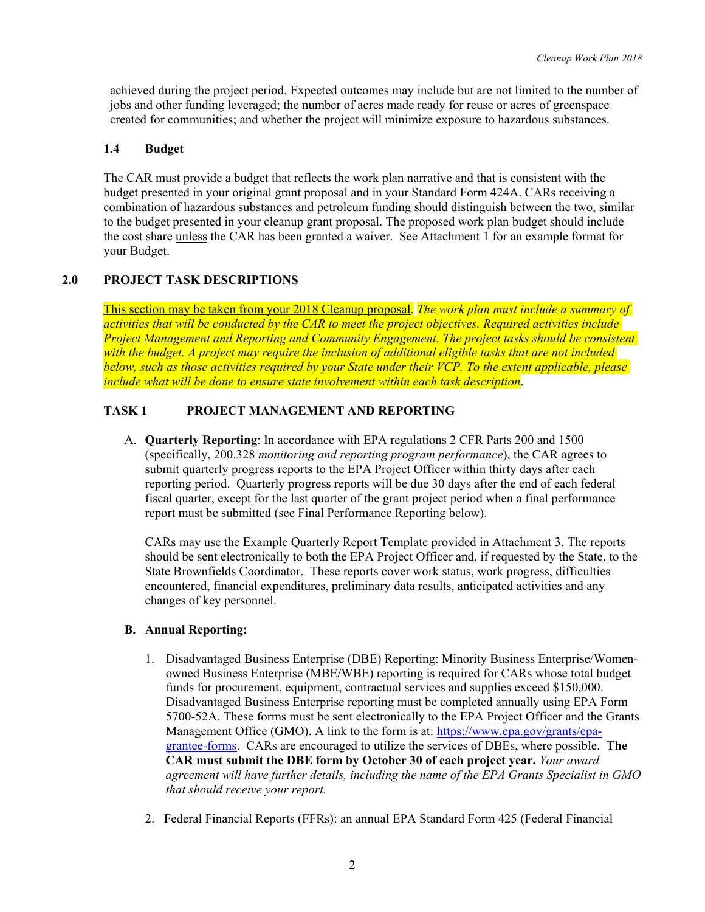achieved during the project period. Expected outcomes may include but are not limited to the number of jobs and other funding leveraged; the number of acres made ready for reuse or acres of greenspace created for communities; and whether the project will minimize exposure to hazardous substances.

### 1.4 Budget

The CAR must provide a budget that reflects the work plan narrative and that is consistent with the budget presented in your original grant proposal and in your Standard Form 424A. CARs receiving a combination of hazardous substances and petroleum funding should distinguish between the two, similar to the budget presented in your cleanup grant proposal. The proposed work plan budget should include the cost share unless the CAR has been granted a waiver. See Attachment 1 for an example format for your Budget.

## 2.0 PROJECT TASK DESCRIPTIONS

This section may be taken from your 2018 Cleanup proposal. *The work plan must include a summary of activities that will be conducted by the CAR to meet the project objectives. Required activities include Project Management and Reporting and Community Engagement. The project tasks should be consistent with the budget. A project may require the inclusion of additional eligible tasks that are not included below, such as those activities required by your State under their VCP. To the extent applicable, please include what will be done to ensure state involvement within each task description*.

### TASK 1 PROJECT MANAGEMENT AND REPORTING

A. **Quarterly Reporting**: In accordance with EPA regulations 2 CFR Parts 200 and 1500 (specifically, 200.328 *monitoring and reporting program performance*), the CAR agrees to submit quarterly progress reports to the EPA Project Officer within thirty days after each reporting period. Quarterly progress reports will be due 30 days after the end of each federal fiscal quarter, except for the last quarter of the grant project period when a final performance report must be submitted (see Final Performance Reporting below).

CARs may use the Example Quarterly Report Template provided in Attachment 3. The reports should be sent electronically to both the EPA Project Officer and, if requested by the State, to the State Brownfields Coordinator. These reports cover work status, work progress, difficulties encountered, financial expenditures, preliminary data results, anticipated activities and any changes of key personnel.

**B. Annual Reporting:**

1. Disadvantaged Business Enterprise (DBE) Reporting: Minority Business Enterprise/Women-owned Business Enterprise (MBE/WBE) reporting is required for CARs whose total budget funds for procurement, equipment, contractual services and supplies exceed $150,000. Disadvantaged Business Enterprise reporting must be completed annually using EPA Form 5700-52A. These forms must be sent electronically to the EPA Project Officer and the Grants Management Office (GMO). A link to the form is at: https://www.epa.gov/grants/epa-grantee-forms. CARs are encouraged to utilize the services of DBEs, where possible. **The CAR must submit the DBE form by October 30 of each project year.** *Your award agreement will have further details, including the name of the EPA Grants Specialist in GMO that should receive your report.*

2. Federal Financial Reports (FFRs): an annual EPA Standard Form 425 (Federal Financial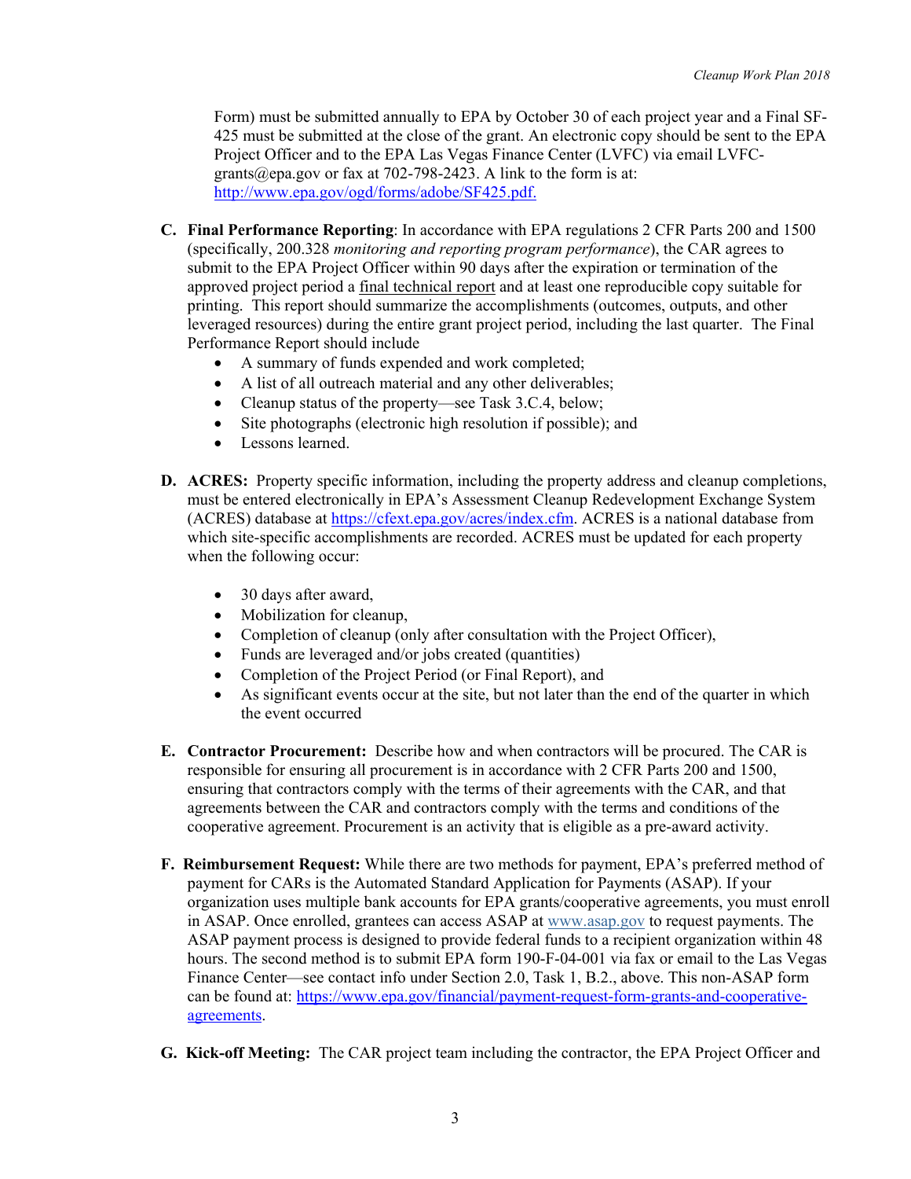Form) must be submitted annually to EPA by October 30 of each project year and a Final SF-425 must be submitted at the close of the grant. An electronic copy should be sent to the EPA Project Officer and to the EPA Las Vegas Finance Center (LVFC) via email LVFC-grants@epa.gov or fax at 702-798-2423. A link to the form is at: http://www.epa.gov/ogd/forms/adobe/SF425.pdf.

**C. Final Performance Reporting**: In accordance with EPA regulations 2 CFR Parts 200 and 1500 (specifically, 200.328 *monitoring and reporting program performance*), the CAR agrees to submit to the EPA Project Officer within 90 days after the expiration or termination of the approved project period a final technical report and at least one reproducible copy suitable for printing. This report should summarize the accomplishments (outcomes, outputs, and other leveraged resources) during the entire grant project period, including the last quarter. The Final Performance Report should include

- A summary of funds expended and work completed;
- A list of all outreach material and any other deliverables;
- Cleanup status of the property—see Task 3.C.4, below;
- Site photographs (electronic high resolution if possible); and
- Lessons learned.

**D. ACRES:** Property specific information, including the property address and cleanup completions, must be entered electronically in EPA's Assessment Cleanup Redevelopment Exchange System (ACRES) database at https://cfext.epa.gov/acres/index.cfm. ACRES is a national database from which site-specific accomplishments are recorded. ACRES must be updated for each property when the following occur:

- 30 days after award,
- Mobilization for cleanup,
- Completion of cleanup (only after consultation with the Project Officer),
- Funds are leveraged and/or jobs created (quantities)
- Completion of the Project Period (or Final Report), and
- As significant events occur at the site, but not later than the end of the quarter in which the event occurred

**E. Contractor Procurement:** Describe how and when contractors will be procured. The CAR is responsible for ensuring all procurement is in accordance with 2 CFR Parts 200 and 1500, ensuring that contractors comply with the terms of their agreements with the CAR, and that agreements between the CAR and contractors comply with the terms and conditions of the cooperative agreement. Procurement is an activity that is eligible as a pre-award activity.

**F. Reimbursement Request:** While there are two methods for payment, EPA's preferred method of payment for CARs is the Automated Standard Application for Payments (ASAP). If your organization uses multiple bank accounts for EPA grants/cooperative agreements, you must enroll in ASAP. Once enrolled, grantees can access ASAP at www.asap.gov to request payments. The ASAP payment process is designed to provide federal funds to a recipient organization within 48 hours. The second method is to submit EPA form 190-F-04-001 via fax or email to the Las Vegas Finance Center—see contact info under Section 2.0, Task 1, B.2., above. This non-ASAP form can be found at: https://www.epa.gov/financial/payment-request-form-grants-and-cooperative-agreements.

**G. Kick-off Meeting:** The CAR project team including the contractor, the EPA Project Officer and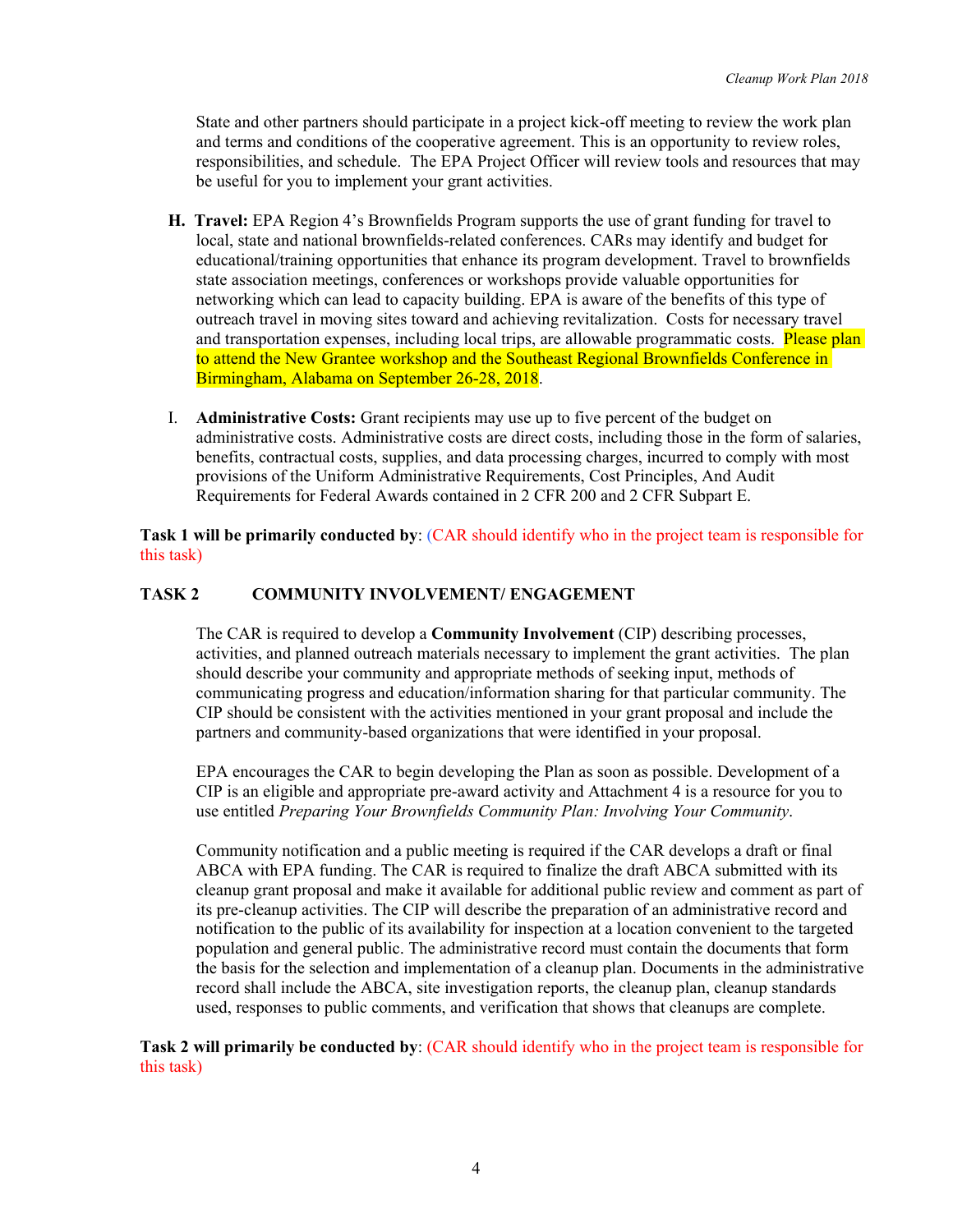State and other partners should participate in a project kick-off meeting to review the work plan and terms and conditions of the cooperative agreement. This is an opportunity to review roles, responsibilities, and schedule. The EPA Project Officer will review tools and resources that may be useful for you to implement your grant activities.

H. **Travel:** EPA Region 4's Brownfields Program supports the use of grant funding for travel to local, state and national brownfields-related conferences. CARs may identify and budget for educational/training opportunities that enhance its program development. Travel to brownfields state association meetings, conferences or workshops provide valuable opportunities for networking which can lead to capacity building. EPA is aware of the benefits of this type of outreach travel in moving sites toward and achieving revitalization. Costs for necessary travel and transportation expenses, including local trips, are allowable programmatic costs. Please plan to attend the New Grantee workshop and the Southeast Regional Brownfields Conference in Birmingham, Alabama on September 26-28, 2018.

I. **Administrative Costs:** Grant recipients may use up to five percent of the budget on administrative costs. Administrative costs are direct costs, including those in the form of salaries, benefits, contractual costs, supplies, and data processing charges, incurred to comply with most provisions of the Uniform Administrative Requirements, Cost Principles, And Audit Requirements for Federal Awards contained in 2 CFR 200 and 2 CFR Subpart E.

**Task 1 will be primarily conducted by**: (CAR should identify who in the project team is responsible for this task)

## TASK 2 COMMUNITY INVOLVEMENT/ ENGAGEMENT

The CAR is required to develop a **Community Involvement** (CIP) describing processes, activities, and planned outreach materials necessary to implement the grant activities. The plan should describe your community and appropriate methods of seeking input, methods of communicating progress and education/information sharing for that particular community. The CIP should be consistent with the activities mentioned in your grant proposal and include the partners and community-based organizations that were identified in your proposal.

EPA encourages the CAR to begin developing the Plan as soon as possible. Development of a CIP is an eligible and appropriate pre-award activity and Attachment 4 is a resource for you to use entitled *Preparing Your Brownfields Community Plan: Involving Your Community*.

Community notification and a public meeting is required if the CAR develops a draft or final ABCA with EPA funding. The CAR is required to finalize the draft ABCA submitted with its cleanup grant proposal and make it available for additional public review and comment as part of its pre-cleanup activities. The CIP will describe the preparation of an administrative record and notification to the public of its availability for inspection at a location convenient to the targeted population and general public. The administrative record must contain the documents that form the basis for the selection and implementation of a cleanup plan. Documents in the administrative record shall include the ABCA, site investigation reports, the cleanup plan, cleanup standards used, responses to public comments, and verification that shows that cleanups are complete.

**Task 2 will primarily be conducted by**: (CAR should identify who in the project team is responsible for this task)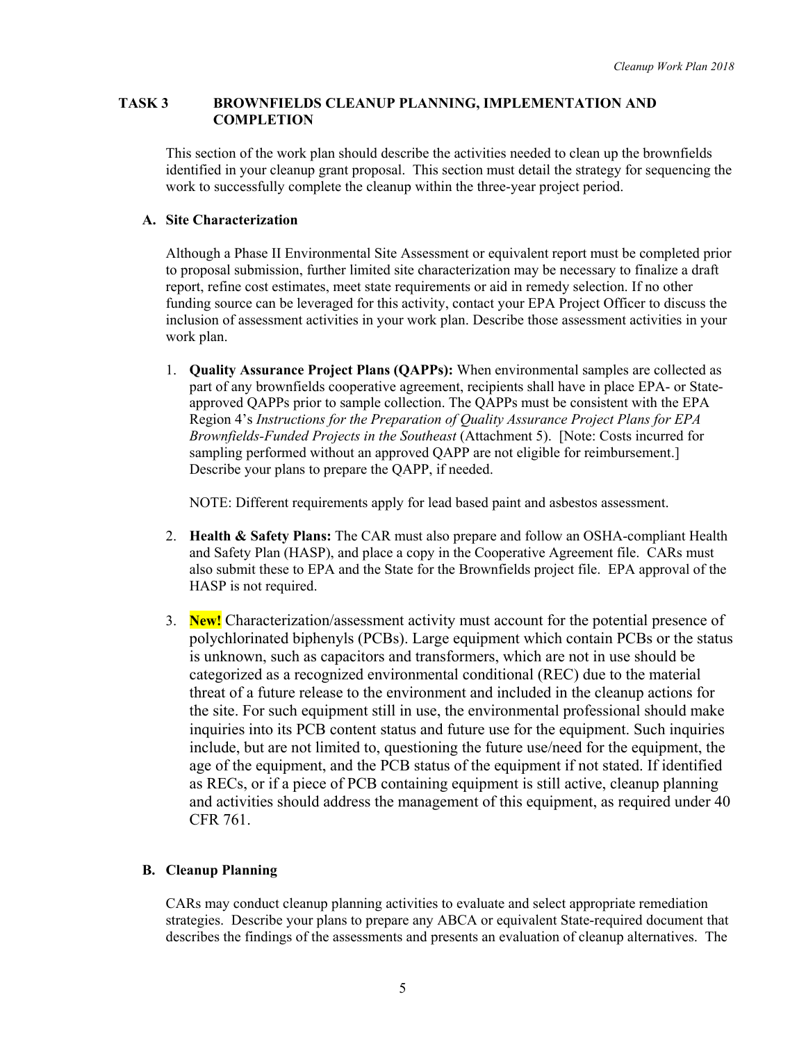## TASK 3 BROWNFIELDS CLEANUP PLANNING, IMPLEMENTATION AND COMPLETION

This section of the work plan should describe the activities needed to clean up the brownfields identified in your cleanup grant proposal. This section must detail the strategy for sequencing the work to successfully complete the cleanup within the three-year project period.

### A. Site Characterization

Although a Phase II Environmental Site Assessment or equivalent report must be completed prior to proposal submission, further limited site characterization may be necessary to finalize a draft report, refine cost estimates, meet state requirements or aid in remedy selection. If no other funding source can be leveraged for this activity, contact your EPA Project Officer to discuss the inclusion of assessment activities in your work plan. Describe those assessment activities in your work plan.

1. **Quality Assurance Project Plans (QAPPs):** When environmental samples are collected as part of any brownfields cooperative agreement, recipients shall have in place EPA- or State-approved QAPPs prior to sample collection. The QAPPs must be consistent with the EPA Region 4's *Instructions for the Preparation of Quality Assurance Project Plans for EPA Brownfields-Funded Projects in the Southeast* (Attachment 5). [Note: Costs incurred for sampling performed without an approved QAPP are not eligible for reimbursement.] Describe your plans to prepare the QAPP, if needed.

   NOTE: Different requirements apply for lead based paint and asbestos assessment.

2. **Health & Safety Plans:** The CAR must also prepare and follow an OSHA-compliant Health and Safety Plan (HASP), and place a copy in the Cooperative Agreement file. CARs must also submit these to EPA and the State for the Brownfields project file. EPA approval of the HASP is not required.

3. **New!** Characterization/assessment activity must account for the potential presence of polychlorinated biphenyls (PCBs). Large equipment which contain PCBs or the status is unknown, such as capacitors and transformers, which are not in use should be categorized as a recognized environmental conditional (REC) due to the material threat of a future release to the environment and included in the cleanup actions for the site. For such equipment still in use, the environmental professional should make inquiries into its PCB content status and future use for the equipment. Such inquiries include, but are not limited to, questioning the future use/need for the equipment, the age of the equipment, and the PCB status of the equipment if not stated. If identified as RECs, or if a piece of PCB containing equipment is still active, cleanup planning and activities should address the management of this equipment, as required under 40 CFR 761.

### B. Cleanup Planning

CARs may conduct cleanup planning activities to evaluate and select appropriate remediation strategies. Describe your plans to prepare any ABCA or equivalent State-required document that describes the findings of the assessments and presents an evaluation of cleanup alternatives. The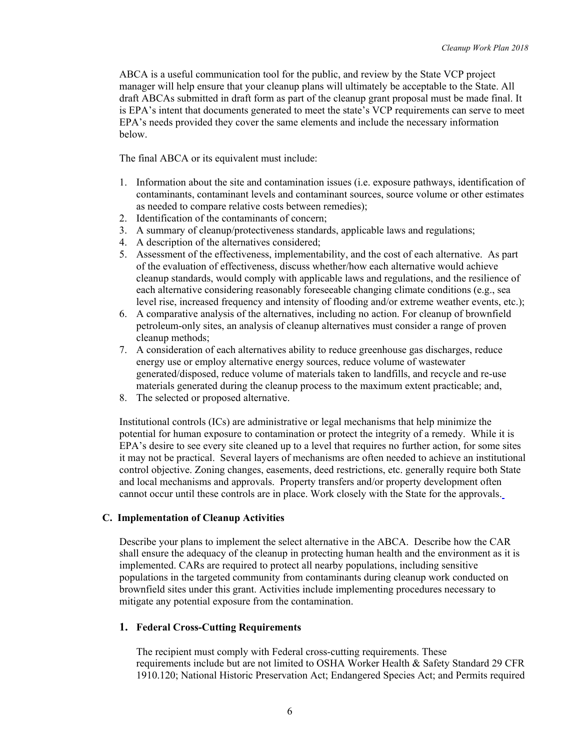ABCA is a useful communication tool for the public, and review by the State VCP project manager will help ensure that your cleanup plans will ultimately be acceptable to the State. All draft ABCAs submitted in draft form as part of the cleanup grant proposal must be made final. It is EPA's intent that documents generated to meet the state's VCP requirements can serve to meet EPA's needs provided they cover the same elements and include the necessary information below.

The final ABCA or its equivalent must include:

1. Information about the site and contamination issues (i.e. exposure pathways, identification of contaminants, contaminant levels and contaminant sources, source volume or other estimates as needed to compare relative costs between remedies);
2. Identification of the contaminants of concern;
3. A summary of cleanup/protectiveness standards, applicable laws and regulations;
4. A description of the alternatives considered;
5. Assessment of the effectiveness, implementability, and the cost of each alternative. As part of the evaluation of effectiveness, discuss whether/how each alternative would achieve cleanup standards, would comply with applicable laws and regulations, and the resilience of each alternative considering reasonably foreseeable changing climate conditions (e.g., sea level rise, increased frequency and intensity of flooding and/or extreme weather events, etc.);
6. A comparative analysis of the alternatives, including no action. For cleanup of brownfield petroleum-only sites, an analysis of cleanup alternatives must consider a range of proven cleanup methods;
7. A consideration of each alternatives ability to reduce greenhouse gas discharges, reduce energy use or employ alternative energy sources, reduce volume of wastewater generated/disposed, reduce volume of materials taken to landfills, and recycle and re-use materials generated during the cleanup process to the maximum extent practicable; and,
8. The selected or proposed alternative.

Institutional controls (ICs) are administrative or legal mechanisms that help minimize the potential for human exposure to contamination or protect the integrity of a remedy. While it is EPA's desire to see every site cleaned up to a level that requires no further action, for some sites it may not be practical. Several layers of mechanisms are often needed to achieve an institutional control objective. Zoning changes, easements, deed restrictions, etc. generally require both State and local mechanisms and approvals. Property transfers and/or property development often cannot occur until these controls are in place. Work closely with the State for the approvals.

### C. Implementation of Cleanup Activities

Describe your plans to implement the select alternative in the ABCA. Describe how the CAR shall ensure the adequacy of the cleanup in protecting human health and the environment as it is implemented. CARs are required to protect all nearby populations, including sensitive populations in the targeted community from contaminants during cleanup work conducted on brownfield sites under this grant. Activities include implementing procedures necessary to mitigate any potential exposure from the contamination.

#### 1. Federal Cross-Cutting Requirements

The recipient must comply with Federal cross-cutting requirements. These requirements include but are not limited to OSHA Worker Health & Safety Standard 29 CFR 1910.120; National Historic Preservation Act; Endangered Species Act; and Permits required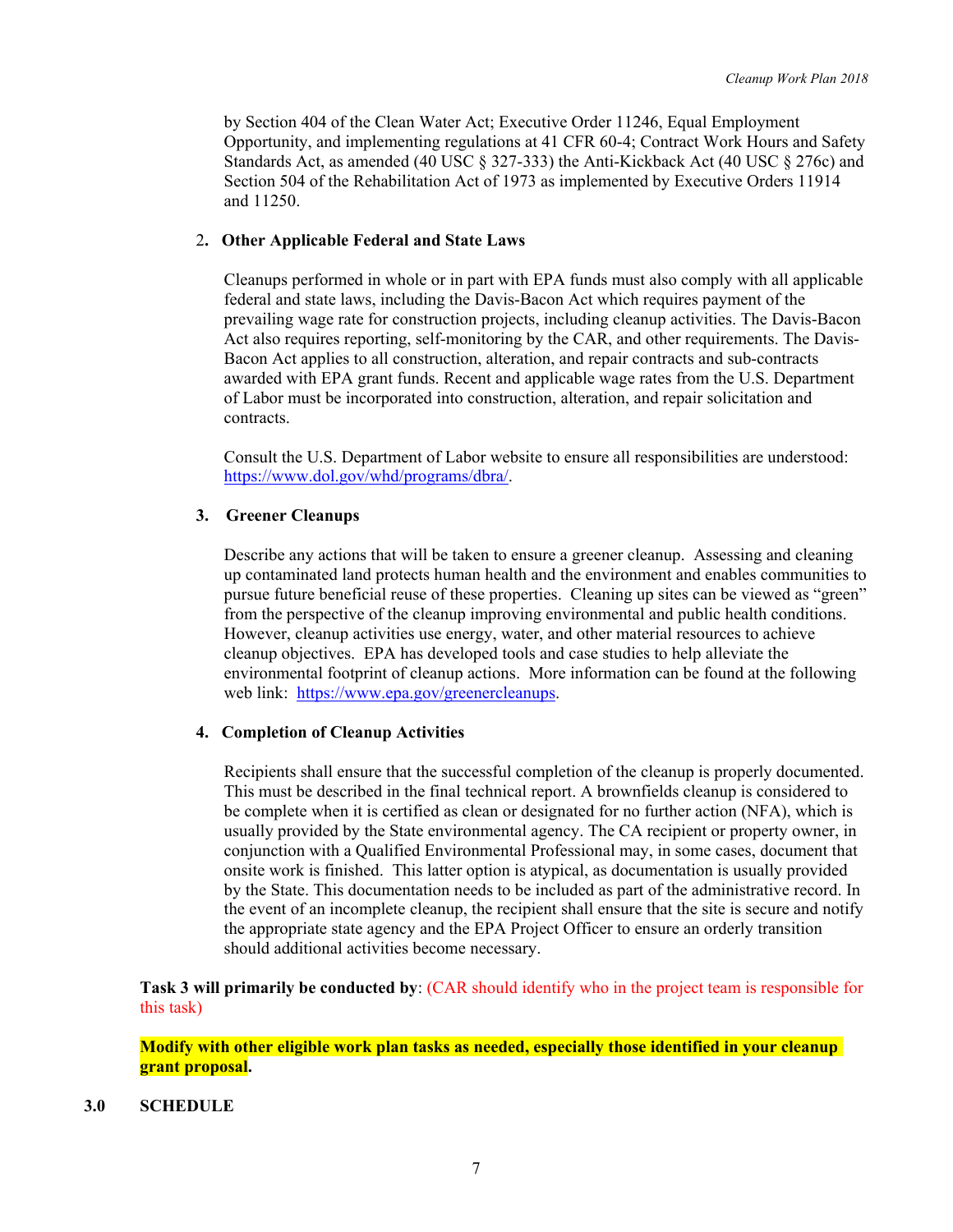by Section 404 of the Clean Water Act; Executive Order 11246, Equal Employment Opportunity, and implementing regulations at 41 CFR 60-4; Contract Work Hours and Safety Standards Act, as amended (40 USC § 327-333) the Anti-Kickback Act (40 USC § 276c) and Section 504 of the Rehabilitation Act of 1973 as implemented by Executive Orders 11914 and 11250.

**2. Other Applicable Federal and State Laws**

Cleanups performed in whole or in part with EPA funds must also comply with all applicable federal and state laws, including the Davis-Bacon Act which requires payment of the prevailing wage rate for construction projects, including cleanup activities. The Davis-Bacon Act also requires reporting, self-monitoring by the CAR, and other requirements. The Davis-Bacon Act applies to all construction, alteration, and repair contracts and sub-contracts awarded with EPA grant funds. Recent and applicable wage rates from the U.S. Department of Labor must be incorporated into construction, alteration, and repair solicitation and contracts.

Consult the U.S. Department of Labor website to ensure all responsibilities are understood: https://www.dol.gov/whd/programs/dbra/.

**3. Greener Cleanups**

Describe any actions that will be taken to ensure a greener cleanup. Assessing and cleaning up contaminated land protects human health and the environment and enables communities to pursue future beneficial reuse of these properties. Cleaning up sites can be viewed as "green" from the perspective of the cleanup improving environmental and public health conditions. However, cleanup activities use energy, water, and other material resources to achieve cleanup objectives. EPA has developed tools and case studies to help alleviate the environmental footprint of cleanup actions. More information can be found at the following web link: https://www.epa.gov/greenercleanups.

**4. Completion of Cleanup Activities**

Recipients shall ensure that the successful completion of the cleanup is properly documented. This must be described in the final technical report. A brownfields cleanup is considered to be complete when it is certified as clean or designated for no further action (NFA), which is usually provided by the State environmental agency. The CA recipient or property owner, in conjunction with a Qualified Environmental Professional may, in some cases, document that onsite work is finished. This latter option is atypical, as documentation is usually provided by the State. This documentation needs to be included as part of the administrative record. In the event of an incomplete cleanup, the recipient shall ensure that the site is secure and notify the appropriate state agency and the EPA Project Officer to ensure an orderly transition should additional activities become necessary.

**Task 3 will primarily be conducted by**: (CAR should identify who in the project team is responsible for this task)

**Modify with other eligible work plan tasks as needed, especially those identified in your cleanup grant proposal.**

## 3.0 SCHEDULE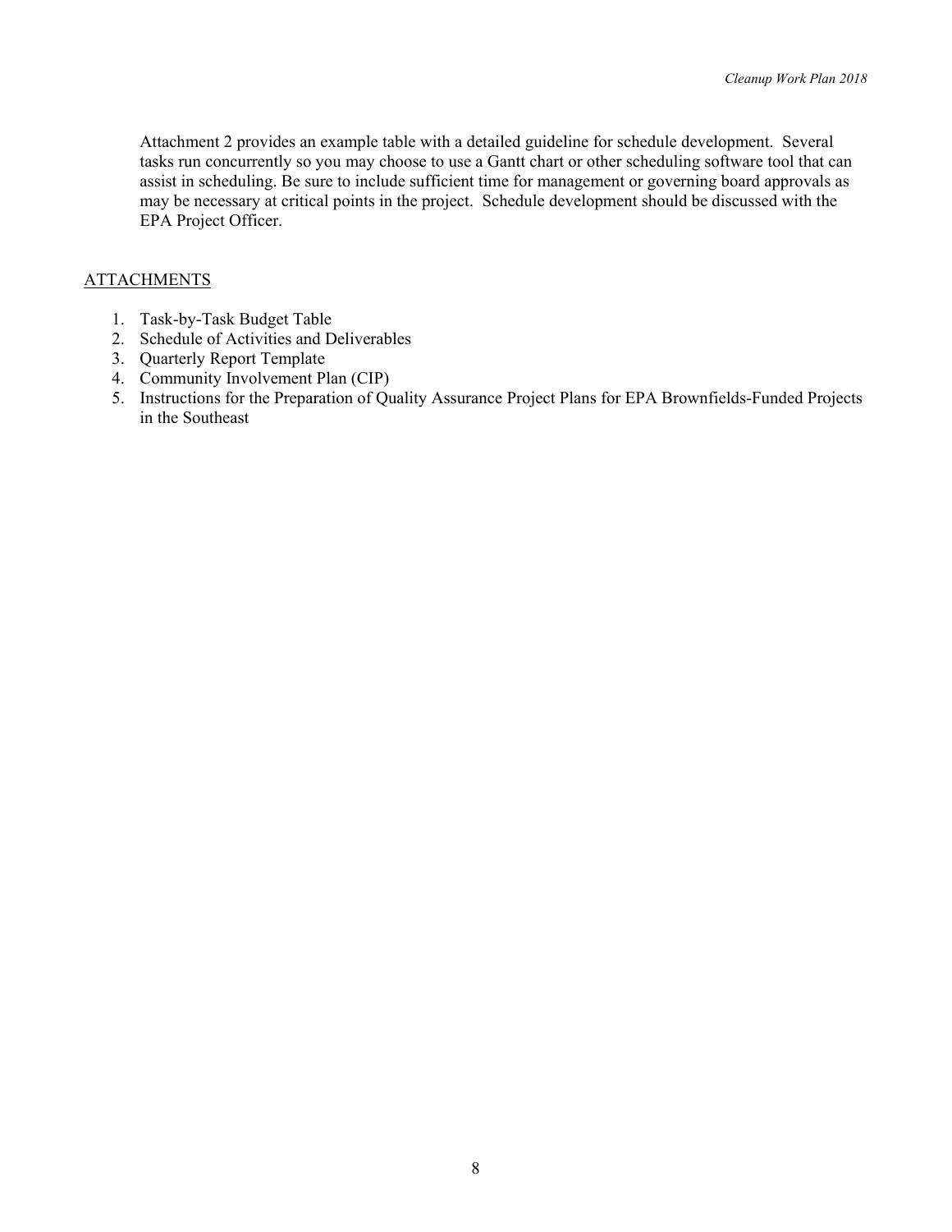Attachment 2 provides an example table with a detailed guideline for schedule development. Several tasks run concurrently so you may choose to use a Gantt chart or other scheduling software tool that can assist in scheduling. Be sure to include sufficient time for management or governing board approvals as may be necessary at critical points in the project. Schedule development should be discussed with the EPA Project Officer.

## ATTACHMENTS

1. Task-by-Task Budget Table
2. Schedule of Activities and Deliverables
3. Quarterly Report Template
4. Community Involvement Plan (CIP)
5. Instructions for the Preparation of Quality Assurance Project Plans for EPA Brownfields-Funded Projects in the Southeast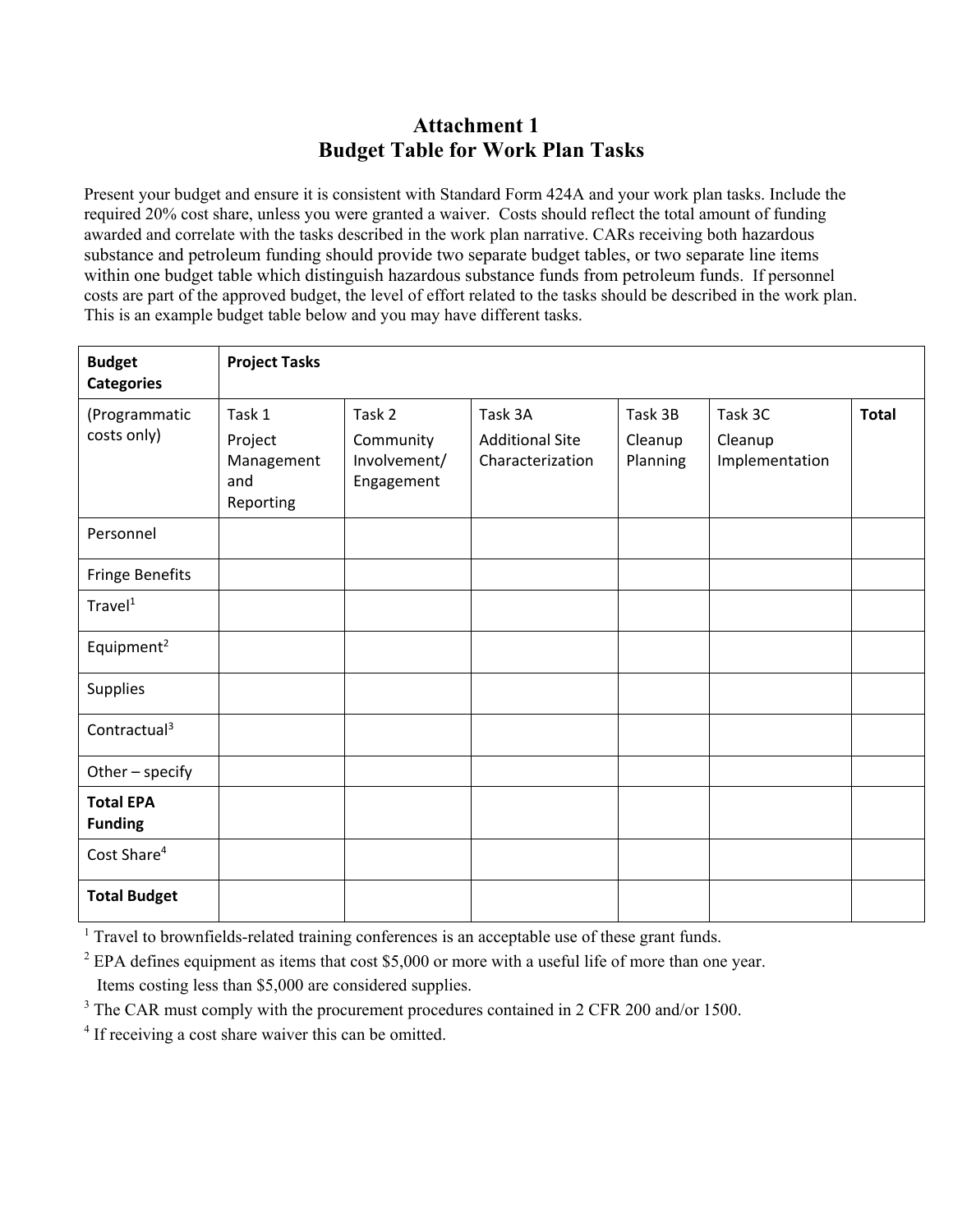# Attachment 1
## Budget Table for Work Plan Tasks

Present your budget and ensure it is consistent with Standard Form 424A and your work plan tasks. Include the required 20% cost share, unless you were granted a waiver. Costs should reflect the total amount of funding awarded and correlate with the tasks described in the work plan narrative. CARs receiving both hazardous substance and petroleum funding should provide two separate budget tables, or two separate line items within one budget table which distinguish hazardous substance funds from petroleum funds. If personnel costs are part of the approved budget, the level of effort related to the tasks should be described in the work plan. This is an example budget table below and you may have different tasks.

| **Budget Categories** | **Project Tasks** | | | | | |
|---|---|---|---|---|---|---|
| (Programmatic costs only) | Task 1 Project Management and Reporting | Task 2 Community Involvement/ Engagement | Task 3A Additional Site Characterization | Task 3B Cleanup Planning | Task 3C Cleanup Implementation | **Total** |
| Personnel | | | | | | |
| Fringe Benefits | | | | | | |
| Travel[1] | | | | | | |
| Equipment[2] | | | | | | |
| Supplies | | | | | | |
| Contractual[3] | | | | | | |
| Other – specify | | | | | | |
| **Total EPA Funding** | | | | | | |
| Cost Share[4] | | | | | | |
| **Total Budget** | | | | | | |

[1] Travel to brownfields-related training conferences is an acceptable use of these grant funds.

[2] EPA defines equipment as items that cost $5,000 or more with a useful life of more than one year. Items costing less than $5,000 are considered supplies.

[3] The CAR must comply with the procurement procedures contained in 2 CFR 200 and/or 1500.

[4] If receiving a cost share waiver this can be omitted.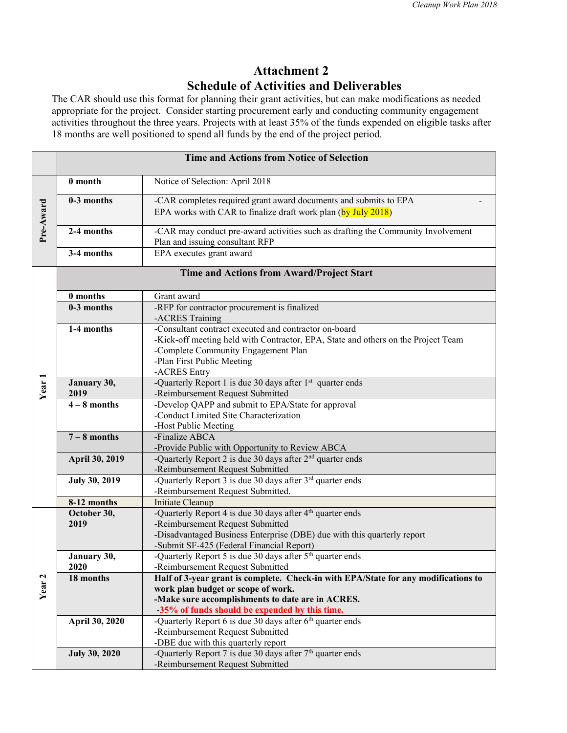# Attachment 2
# Schedule of Activities and Deliverables

The CAR should use this format for planning their grant activities, but can make modifications as needed appropriate for the project. Consider starting procurement early and conducting community engagement activities throughout the three years. Projects with at least 35% of the funds expended on eligible tasks after 18 months are well positioned to spend all funds by the end of the project period.

| | Time and Actions from Notice of Selection | |
|---|---|---|
| Pre-Award | **0 month** | Notice of Selection: April 2018 |
| | **0-3 months** | -CAR completes required grant award documents and submits to EPA - EPA works with CAR to finalize draft work plan (by July 2018) |
| | **2-4 months** | -CAR may conduct pre-award activities such as drafting the Community Involvement Plan and issuing consultant RFP |
| | **3-4 months** | EPA executes grant award |
| | **Time and Actions from Award/Project Start** | |
| Year 1 | **0 months** | Grant award |
| | **0-3 months** | -RFP for contractor procurement is finalized<br>-ACRES Training |
| | **1-4 months** | -Consultant contract executed and contractor on-board<br>-Kick-off meeting held with Contractor, EPA, State and others on the Project Team<br>-Complete Community Engagement Plan<br>-Plan First Public Meeting<br>-ACRES Entry |
| | **January 30, 2019** | -Quarterly Report 1 is due 30 days after 1st quarter ends<br>-Reimbursement Request Submitted |
| | **4 – 8 months** | -Develop QAPP and submit to EPA/State for approval<br>-Conduct Limited Site Characterization<br>-Host Public Meeting |
| | **7 – 8 months** | -Finalize ABCA<br>-Provide Public with Opportunity to Review ABCA |
| | **April 30, 2019** | -Quarterly Report 2 is due 30 days after 2nd quarter ends<br>-Reimbursement Request Submitted |
| | **July 30, 2019** | -Quarterly Report 3 is due 30 days after 3rd quarter ends<br>-Reimbursement Request Submitted. |
| | **8-12 months** | Initiate Cleanup |
| Year 2 | **October 30, 2019** | -Quarterly Report 4 is due 30 days after 4th quarter ends<br>-Reimbursement Request Submitted<br>-Disadvantaged Business Enterprise (DBE) due with this quarterly report<br>-Submit SF-425 (Federal Financial Report) |
| | **January 30, 2020** | -Quarterly Report 5 is due 30 days after 5th quarter ends<br>-Reimbursement Request Submitted |
| | **18 months** | **Half of 3-year grant is complete. Check-in with EPA/State for any modifications to work plan budget or scope of work.**<br>**-Make sure accomplishments to date are in ACRES.**<br>**-35% of funds should be expended by this time.** |
| | **April 30, 2020** | -Quarterly Report 6 is due 30 days after 6th quarter ends<br>-Reimbursement Request Submitted<br>-DBE due with this quarterly report |
| | **July 30, 2020** | -Quarterly Report 7 is due 30 days after 7th quarter ends<br>-Reimbursement Request Submitted |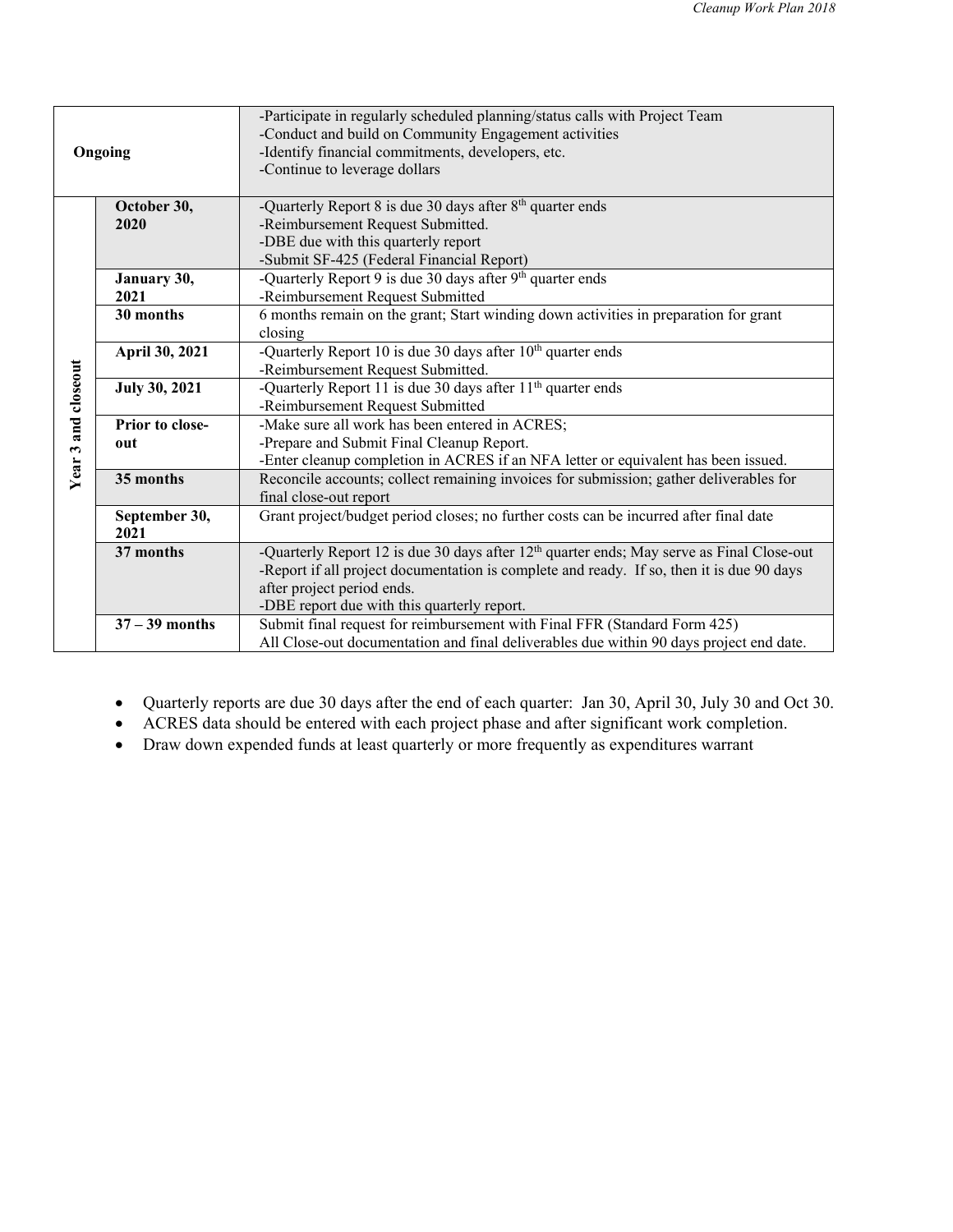| | | |
|---|---|---|
| **Ongoing** | | -Participate in regularly scheduled planning/status calls with Project Team<br>-Conduct and build on Community Engagement activities<br>-Identify financial commitments, developers, etc.<br>-Continue to leverage dollars |
| **Year 3 and closeout** | **October 30, 2020** | -Quarterly Report 8 is due 30 days after 8th quarter ends<br>-Reimbursement Request Submitted.<br>-DBE due with this quarterly report<br>-Submit SF-425 (Federal Financial Report) |
| | **January 30, 2021** | -Quarterly Report 9 is due 30 days after 9th quarter ends<br>-Reimbursement Request Submitted |
| | **30 months** | 6 months remain on the grant; Start winding down activities in preparation for grant closing |
| | **April 30, 2021** | -Quarterly Report 10 is due 30 days after 10th quarter ends<br>-Reimbursement Request Submitted. |
| | **July 30, 2021** | -Quarterly Report 11 is due 30 days after 11th quarter ends<br>-Reimbursement Request Submitted |
| | **Prior to close-out** | -Make sure all work has been entered in ACRES;<br>-Prepare and Submit Final Cleanup Report.<br>-Enter cleanup completion in ACRES if an NFA letter or equivalent has been issued. |
| | **35 months** | Reconcile accounts; collect remaining invoices for submission; gather deliverables for final close-out report |
| | **September 30, 2021** | Grant project/budget period closes; no further costs can be incurred after final date |
| | **37 months** | -Quarterly Report 12 is due 30 days after 12th quarter ends; May serve as Final Close-out<br>-Report if all project documentation is complete and ready. If so, then it is due 90 days after project period ends.<br>-DBE report due with this quarterly report. |
| | **37 – 39 months** | Submit final request for reimbursement with Final FFR (Standard Form 425)<br>All Close-out documentation and final deliverables due within 90 days project end date. |

- Quarterly reports are due 30 days after the end of each quarter: Jan 30, April 30, July 30 and Oct 30.
- ACRES data should be entered with each project phase and after significant work completion.
- Draw down expended funds at least quarterly or more frequently as expenditures warrant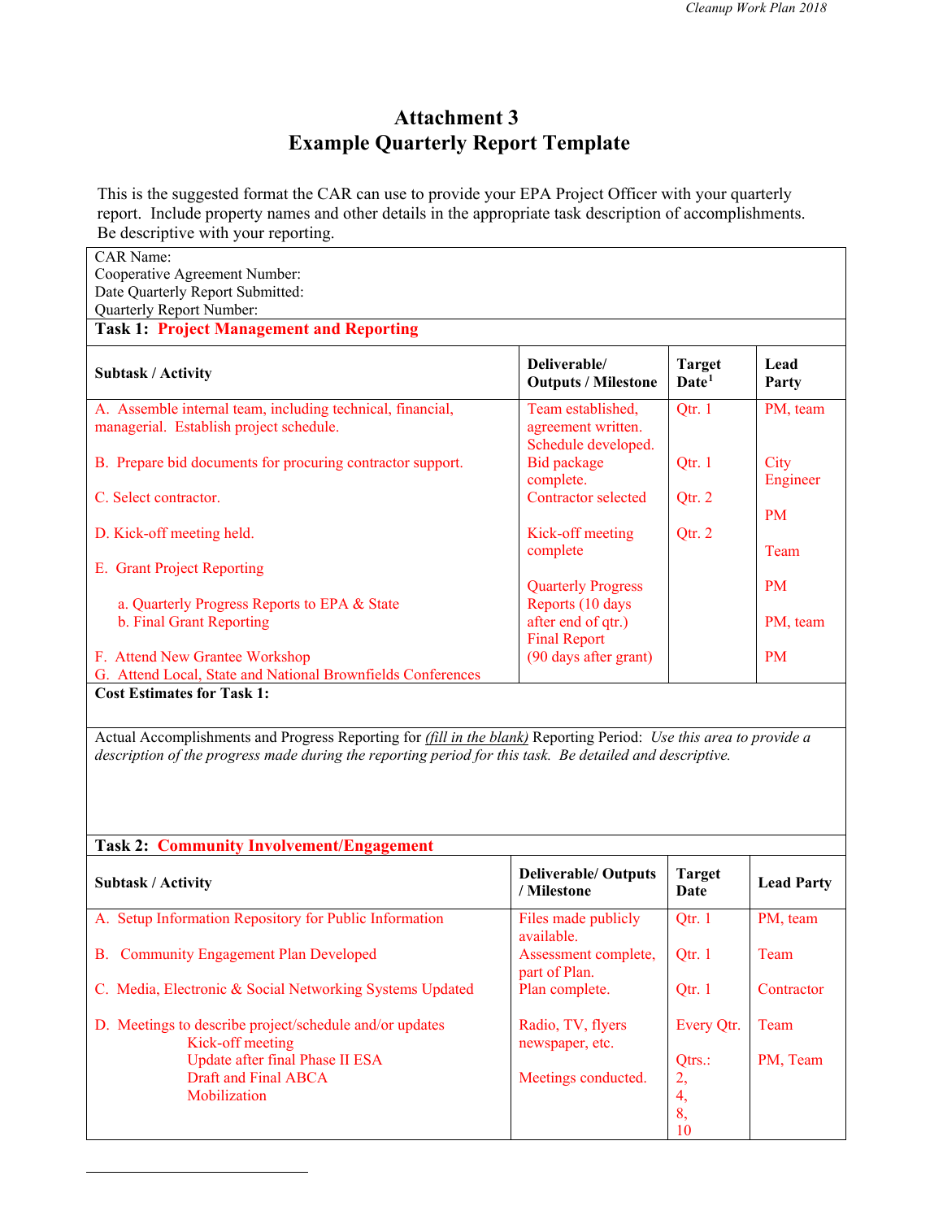# Attachment 3
# Example Quarterly Report Template

This is the suggested format the CAR can use to provide your EPA Project Officer with your quarterly report. Include property names and other details in the appropriate task description of accomplishments. Be descriptive with your reporting.

CAR Name:
Cooperative Agreement Number:
Date Quarterly Report Submitted:
Quarterly Report Number:

**Task 1: Project Management and Reporting**

| Subtask / Activity | Deliverable/ Outputs / Milestone | Target Date[1] | Lead Party |
|---|---|---|---|
| A. Assemble internal team, including technical, financial, managerial. Establish project schedule. | Team established, agreement written. Schedule developed. | Qtr. 1 | PM, team |
| B. Prepare bid documents for procuring contractor support. | Bid package complete. | Qtr. 1 | City Engineer |
| C. Select contractor. | Contractor selected | Qtr. 2 | PM |
| D. Kick-off meeting held. | Kick-off meeting complete | Qtr. 2 | Team |
| E. Grant Project Reporting | | | |
| a. Quarterly Progress Reports to EPA & State | Quarterly Progress Reports (10 days after end of qtr.) | | PM |
| b. Final Grant Reporting | Final Report (90 days after grant) | | PM, team |
| F. Attend New Grantee Workshop | | | PM |
| G. Attend Local, State and National Brownfields Conferences | | | |

**Cost Estimates for Task 1:**

Actual Accomplishments and Progress Reporting for *(fill in the blank)* Reporting Period: *Use this area to provide a description of the progress made during the reporting period for this task. Be detailed and descriptive.*

**Task 2: Community Involvement/Engagement**

| Subtask / Activity | Deliverable/ Outputs / Milestone | Target Date | Lead Party |
|---|---|---|---|
| A. Setup Information Repository for Public Information | Files made publicly available. | Qtr. 1 | PM, team |
| B. Community Engagement Plan Developed | Assessment complete, part of Plan. | Qtr. 1 | Team |
| C. Media, Electronic & Social Networking Systems Updated | Plan complete. | Qtr. 1 | Contractor |
| D. Meetings to describe project/schedule and/or updates | Radio, TV, flyers newspaper, etc. | Every Qtr. | Team |
| Kick-off meeting<br>Update after final Phase II ESA<br>Draft and Final ABCA<br>Mobilization | Meetings conducted. | Qtrs.: 2, 4, 8, 10 | PM, Team |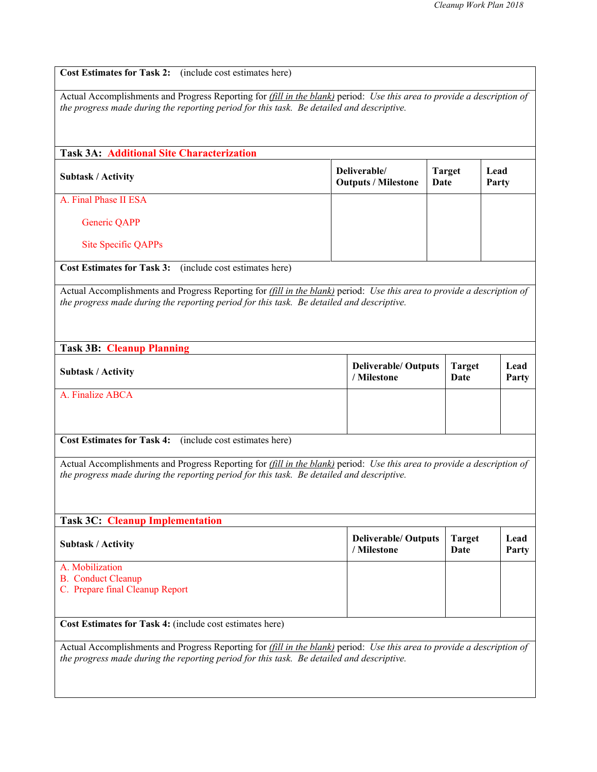**Cost Estimates for Task 2:** (include cost estimates here)

Actual Accomplishments and Progress Reporting for *(fill in the blank)* period: *Use this area to provide a description of the progress made during the reporting period for this task. Be detailed and descriptive.*

**Task 3A: Additional Site Characterization**

| Subtask / Activity | Deliverable/ Outputs / Milestone | Target Date | Lead Party |
|---|---|---|---|
| A. Final Phase II ESA<br><br>Generic QAPP<br><br>Site Specific QAPPs | | | |

**Cost Estimates for Task 3:** (include cost estimates here)

Actual Accomplishments and Progress Reporting for *(fill in the blank)* period: *Use this area to provide a description of the progress made during the reporting period for this task. Be detailed and descriptive.*

**Task 3B: Cleanup Planning**

| Subtask / Activity | Deliverable/ Outputs / Milestone | Target Date | Lead Party |
|---|---|---|---|
| A. Finalize ABCA | | | |

**Cost Estimates for Task 4:** (include cost estimates here)

Actual Accomplishments and Progress Reporting for *(fill in the blank)* period: *Use this area to provide a description of the progress made during the reporting period for this task. Be detailed and descriptive.*

**Task 3C: Cleanup Implementation**

| Subtask / Activity | Deliverable/ Outputs / Milestone | Target Date | Lead Party |
|---|---|---|---|
| A. Mobilization<br>B. Conduct Cleanup<br>C. Prepare final Cleanup Report | | | |

**Cost Estimates for Task 4:** (include cost estimates here)

Actual Accomplishments and Progress Reporting for *(fill in the blank)* period: *Use this area to provide a description of the progress made during the reporting period for this task. Be detailed and descriptive.*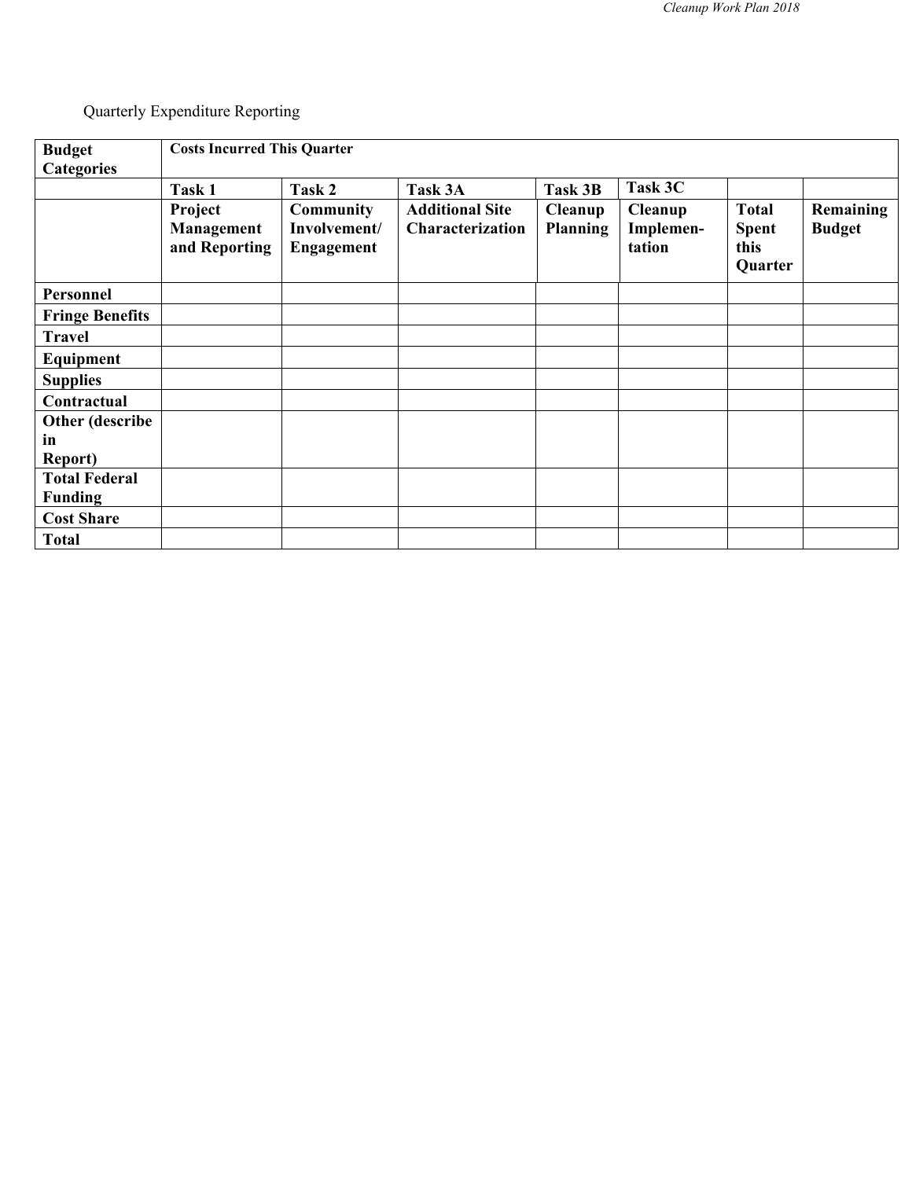Quarterly Expenditure Reporting

| **Budget Categories** | **Costs Incurred This Quarter** | | | | | | |
|---|---|---|---|---|---|---|---|
| | **Task 1** | **Task 2** | **Task 3A** | **Task 3B** | **Task 3C** | | |
| | **Project Management and Reporting** | **Community Involvement/ Engagement** | **Additional Site Characterization** | **Cleanup Planning** | **Cleanup Implemen-tation** | **Total Spent this Quarter** | **Remaining Budget** |
| **Personnel** | | | | | | | |
| **Fringe Benefits** | | | | | | | |
| **Travel** | | | | | | | |
| **Equipment** | | | | | | | |
| **Supplies** | | | | | | | |
| **Contractual** | | | | | | | |
| **Other (describe in Report)** | | | | | | | |
| **Total Federal Funding** | | | | | | | |
| **Cost Share** | | | | | | | |
| **Total** | | | | | | | |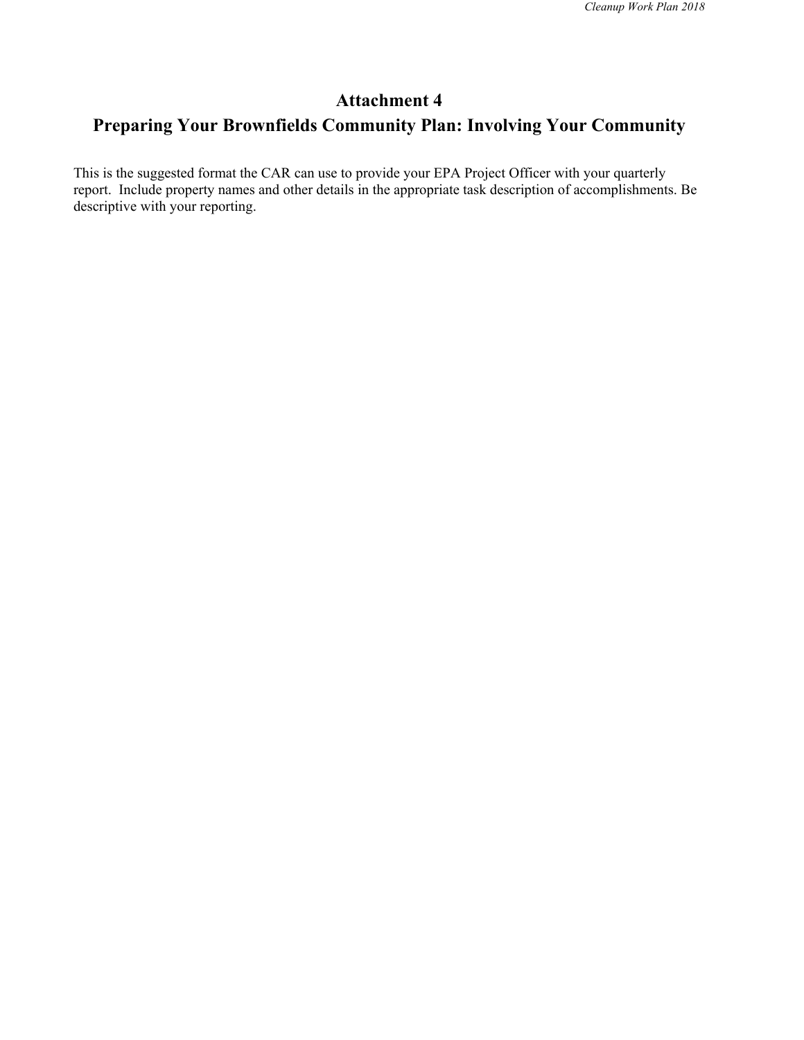# Attachment 4
# Preparing Your Brownfields Community Plan: Involving Your Community

This is the suggested format the CAR can use to provide your EPA Project Officer with your quarterly report. Include property names and other details in the appropriate task description of accomplishments. Be descriptive with your reporting.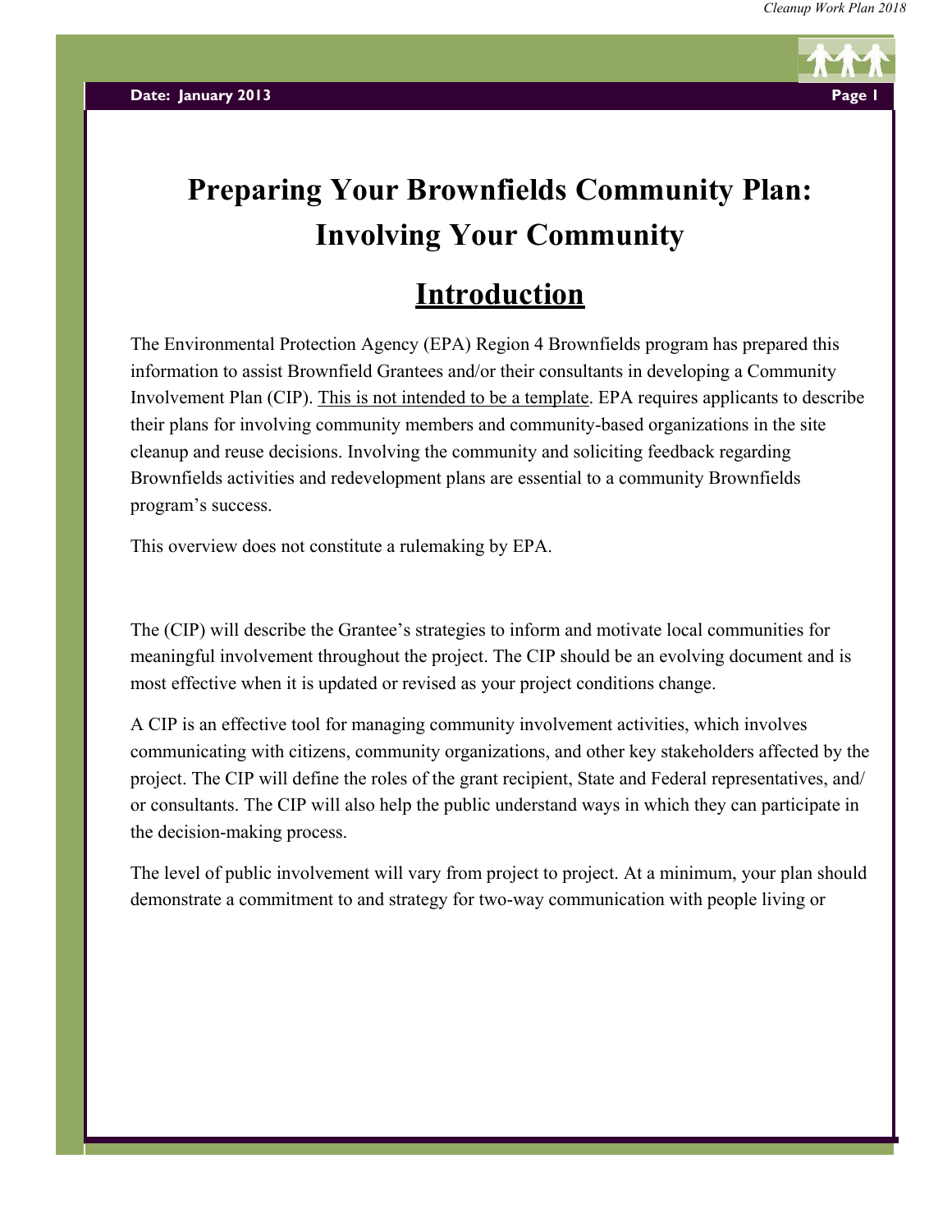# Preparing Your Brownfields Community Plan: Involving Your Community

## Introduction

The Environmental Protection Agency (EPA) Region 4 Brownfields program has prepared this information to assist Brownfield Grantees and/or their consultants in developing a Community Involvement Plan (CIP). This is not intended to be a template. EPA requires applicants to describe their plans for involving community members and community-based organizations in the site cleanup and reuse decisions. Involving the community and soliciting feedback regarding Brownfields activities and redevelopment plans are essential to a community Brownfields program's success.

This overview does not constitute a rulemaking by EPA.

The (CIP) will describe the Grantee's strategies to inform and motivate local communities for meaningful involvement throughout the project. The CIP should be an evolving document and is most effective when it is updated or revised as your project conditions change.

A CIP is an effective tool for managing community involvement activities, which involves communicating with citizens, community organizations, and other key stakeholders affected by the project. The CIP will define the roles of the grant recipient, State and Federal representatives, and/or consultants. The CIP will also help the public understand ways in which they can participate in the decision-making process.

The level of public involvement will vary from project to project. At a minimum, your plan should demonstrate a commitment to and strategy for two-way communication with people living or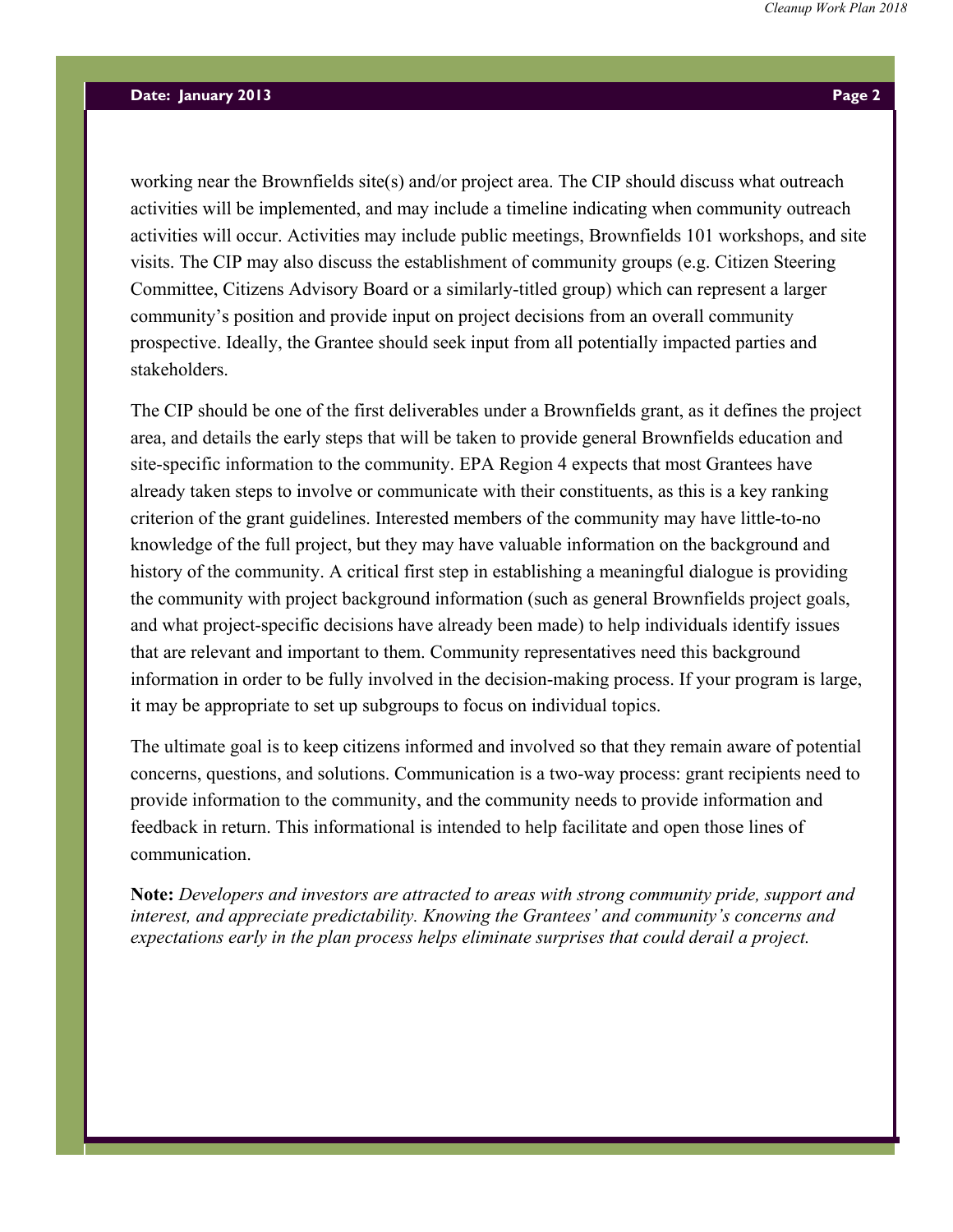working near the Brownfields site(s) and/or project area. The CIP should discuss what outreach activities will be implemented, and may include a timeline indicating when community outreach activities will occur. Activities may include public meetings, Brownfields 101 workshops, and site visits. The CIP may also discuss the establishment of community groups (e.g. Citizen Steering Committee, Citizens Advisory Board or a similarly-titled group) which can represent a larger community's position and provide input on project decisions from an overall community prospective. Ideally, the Grantee should seek input from all potentially impacted parties and stakeholders.

The CIP should be one of the first deliverables under a Brownfields grant, as it defines the project area, and details the early steps that will be taken to provide general Brownfields education and site-specific information to the community. EPA Region 4 expects that most Grantees have already taken steps to involve or communicate with their constituents, as this is a key ranking criterion of the grant guidelines. Interested members of the community may have little-to-no knowledge of the full project, but they may have valuable information on the background and history of the community. A critical first step in establishing a meaningful dialogue is providing the community with project background information (such as general Brownfields project goals, and what project-specific decisions have already been made) to help individuals identify issues that are relevant and important to them. Community representatives need this background information in order to be fully involved in the decision-making process. If your program is large, it may be appropriate to set up subgroups to focus on individual topics.

The ultimate goal is to keep citizens informed and involved so that they remain aware of potential concerns, questions, and solutions. Communication is a two-way process: grant recipients need to provide information to the community, and the community needs to provide information and feedback in return. This informational is intended to help facilitate and open those lines of communication.

**Note:** *Developers and investors are attracted to areas with strong community pride, support and interest, and appreciate predictability. Knowing the Grantees' and community's concerns and expectations early in the plan process helps eliminate surprises that could derail a project.*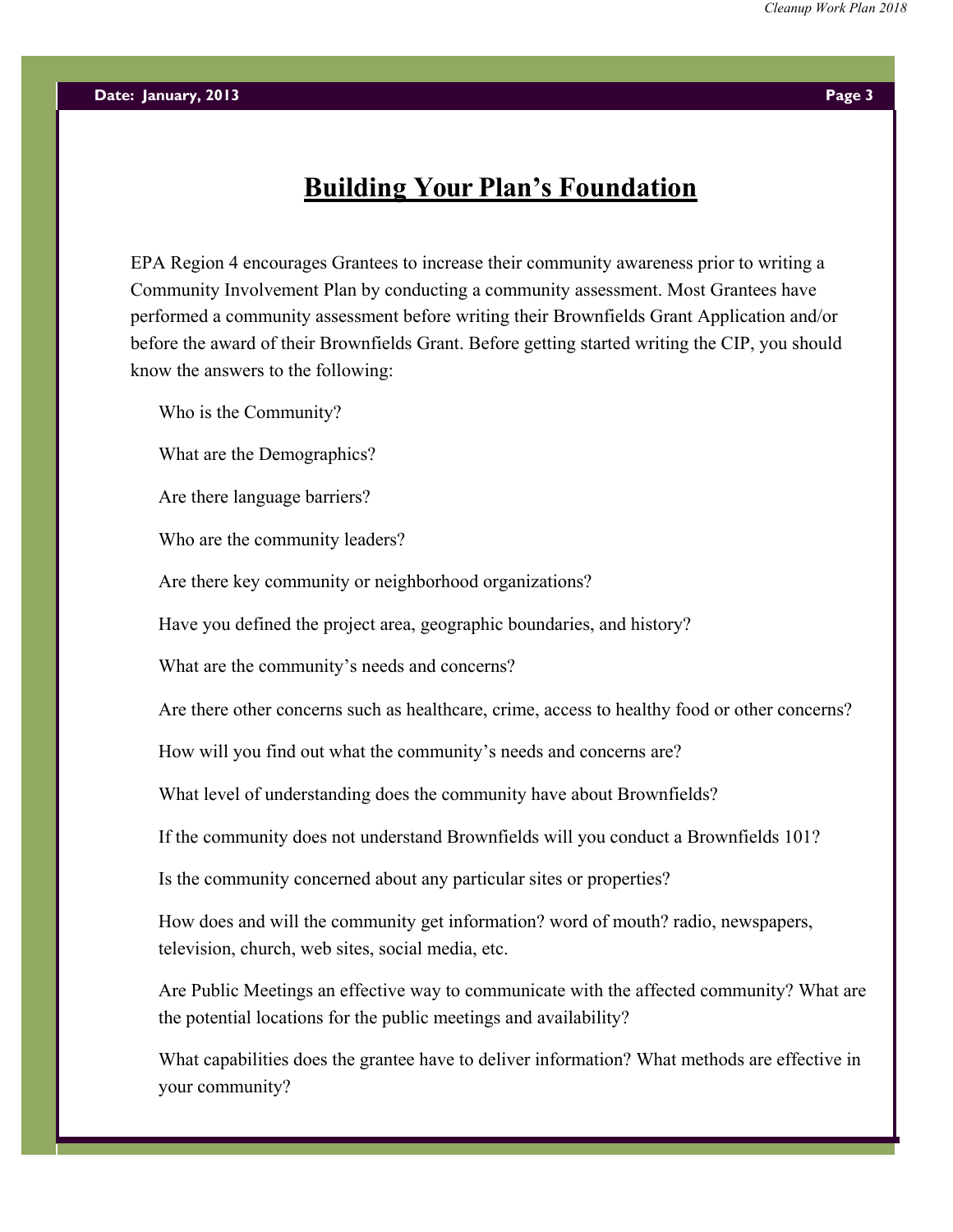# Building Your Plan's Foundation

EPA Region 4 encourages Grantees to increase their community awareness prior to writing a Community Involvement Plan by conducting a community assessment. Most Grantees have performed a community assessment before writing their Brownfields Grant Application and/or before the award of their Brownfields Grant. Before getting started writing the CIP, you should know the answers to the following:

Who is the Community?

What are the Demographics?

Are there language barriers?

Who are the community leaders?

Are there key community or neighborhood organizations?

Have you defined the project area, geographic boundaries, and history?

What are the community's needs and concerns?

Are there other concerns such as healthcare, crime, access to healthy food or other concerns?

How will you find out what the community's needs and concerns are?

What level of understanding does the community have about Brownfields?

If the community does not understand Brownfields will you conduct a Brownfields 101?

Is the community concerned about any particular sites or properties?

How does and will the community get information? word of mouth? radio, newspapers, television, church, web sites, social media, etc.

Are Public Meetings an effective way to communicate with the affected community? What are the potential locations for the public meetings and availability?

What capabilities does the grantee have to deliver information? What methods are effective in your community?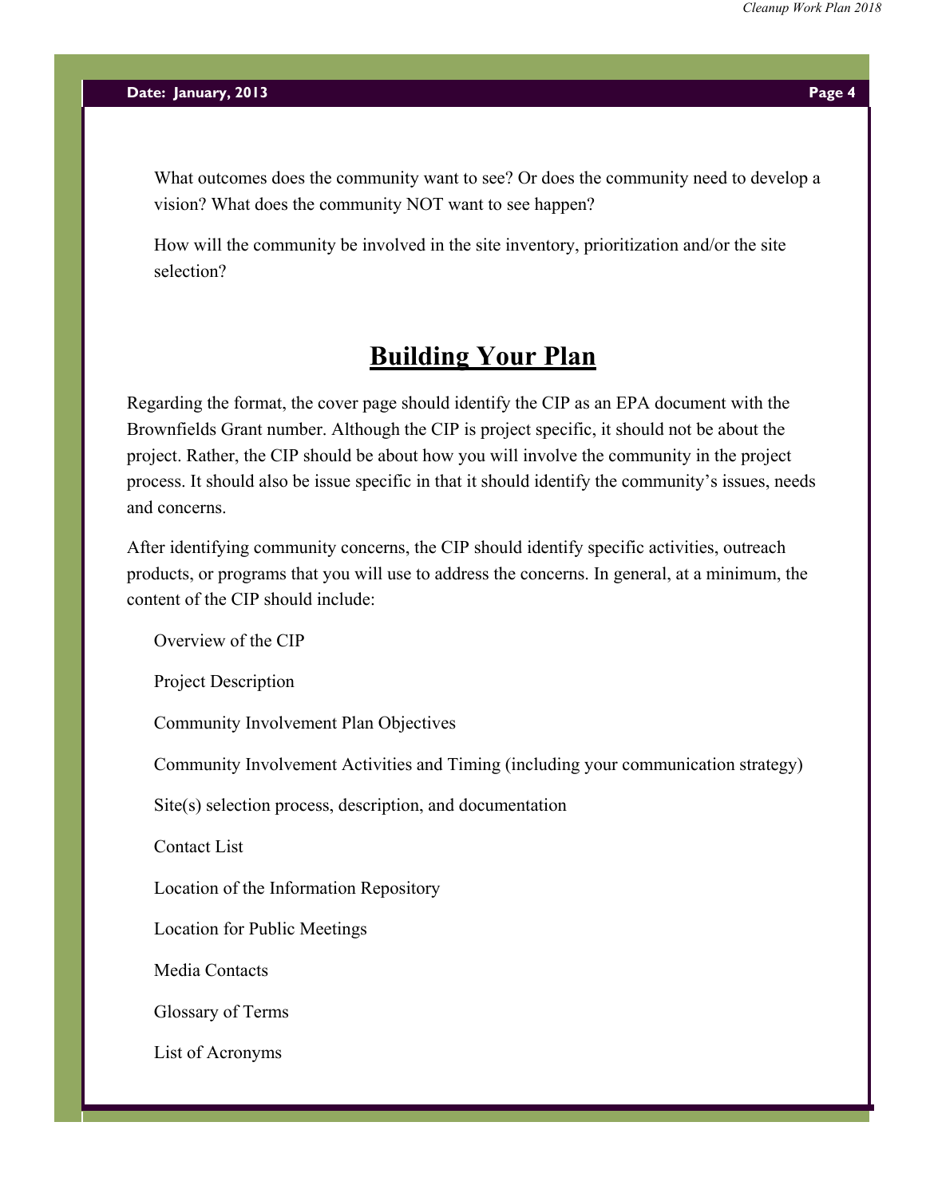What outcomes does the community want to see? Or does the community need to develop a vision? What does the community NOT want to see happen?

How will the community be involved in the site inventory, prioritization and/or the site selection?

# Building Your Plan

Regarding the format, the cover page should identify the CIP as an EPA document with the Brownfields Grant number. Although the CIP is project specific, it should not be about the project. Rather, the CIP should be about how you will involve the community in the project process. It should also be issue specific in that it should identify the community's issues, needs and concerns.

After identifying community concerns, the CIP should identify specific activities, outreach products, or programs that you will use to address the concerns. In general, at a minimum, the content of the CIP should include:

- Overview of the CIP
- Project Description
- Community Involvement Plan Objectives
- Community Involvement Activities and Timing (including your communication strategy)
- Site(s) selection process, description, and documentation
- Contact List
- Location of the Information Repository
- Location for Public Meetings
- Media Contacts
- Glossary of Terms
- List of Acronyms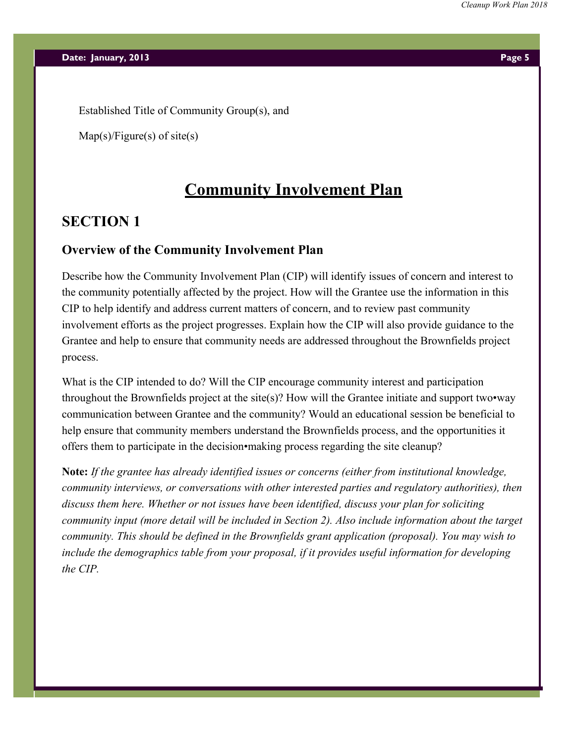Established Title of Community Group(s), and

Map(s)/Figure(s) of site(s)

# Community Involvement Plan

## SECTION 1

### Overview of the Community Involvement Plan

Describe how the Community Involvement Plan (CIP) will identify issues of concern and interest to the community potentially affected by the project. How will the Grantee use the information in this CIP to help identify and address current matters of concern, and to review past community involvement efforts as the project progresses. Explain how the CIP will also provide guidance to the Grantee and help to ensure that community needs are addressed throughout the Brownfields project process.

What is the CIP intended to do? Will the CIP encourage community interest and participation throughout the Brownfields project at the site(s)? How will the Grantee initiate and support two•way communication between Grantee and the community? Would an educational session be beneficial to help ensure that community members understand the Brownfields process, and the opportunities it offers them to participate in the decision•making process regarding the site cleanup?

**Note:** *If the grantee has already identified issues or concerns (either from institutional knowledge, community interviews, or conversations with other interested parties and regulatory authorities), then discuss them here. Whether or not issues have been identified, discuss your plan for soliciting community input (more detail will be included in Section 2). Also include information about the target community. This should be defined in the Brownfields grant application (proposal). You may wish to include the demographics table from your proposal, if it provides useful information for developing the CIP.*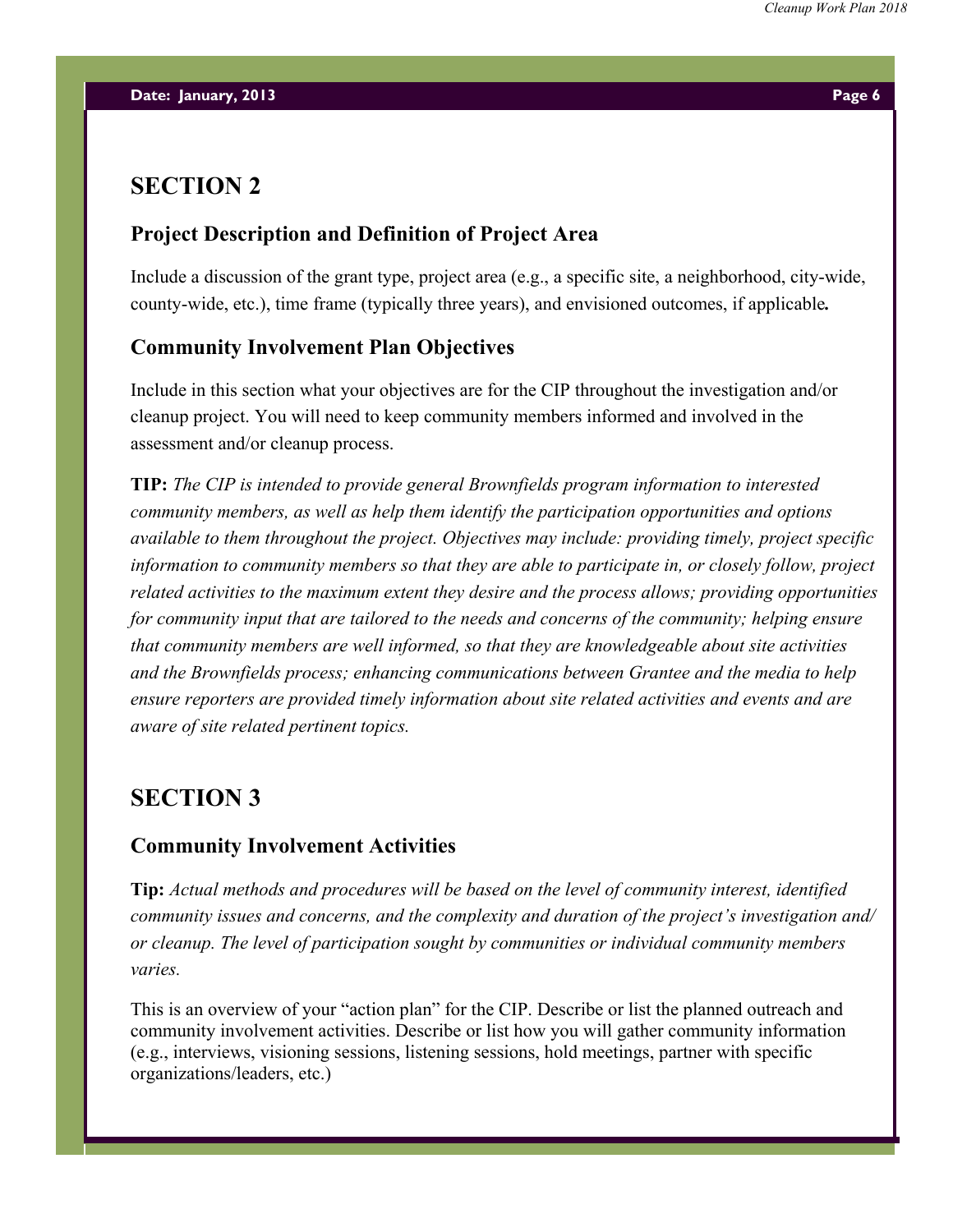## SECTION 2

### Project Description and Definition of Project Area

Include a discussion of the grant type, project area (e.g., a specific site, a neighborhood, city-wide, county-wide, etc.), time frame (typically three years), and envisioned outcomes, if applicable***.***

### Community Involvement Plan Objectives

Include in this section what your objectives are for the CIP throughout the investigation and/or cleanup project. You will need to keep community members informed and involved in the assessment and/or cleanup process.

**TIP:** *The CIP is intended to provide general Brownfields program information to interested community members, as well as help them identify the participation opportunities and options available to them throughout the project. Objectives may include: providing timely, project specific information to community members so that they are able to participate in, or closely follow, project related activities to the maximum extent they desire and the process allows; providing opportunities for community input that are tailored to the needs and concerns of the community; helping ensure that community members are well informed, so that they are knowledgeable about site activities and the Brownfields process; enhancing communications between Grantee and the media to help ensure reporters are provided timely information about site related activities and events and are aware of site related pertinent topics.*

## SECTION 3

### Community Involvement Activities

**Tip:** *Actual methods and procedures will be based on the level of community interest, identified community issues and concerns, and the complexity and duration of the project's investigation and/ or cleanup. The level of participation sought by communities or individual community members varies.*

This is an overview of your "action plan" for the CIP. Describe or list the planned outreach and community involvement activities. Describe or list how you will gather community information (e.g., interviews, visioning sessions, listening sessions, hold meetings, partner with specific organizations/leaders, etc.)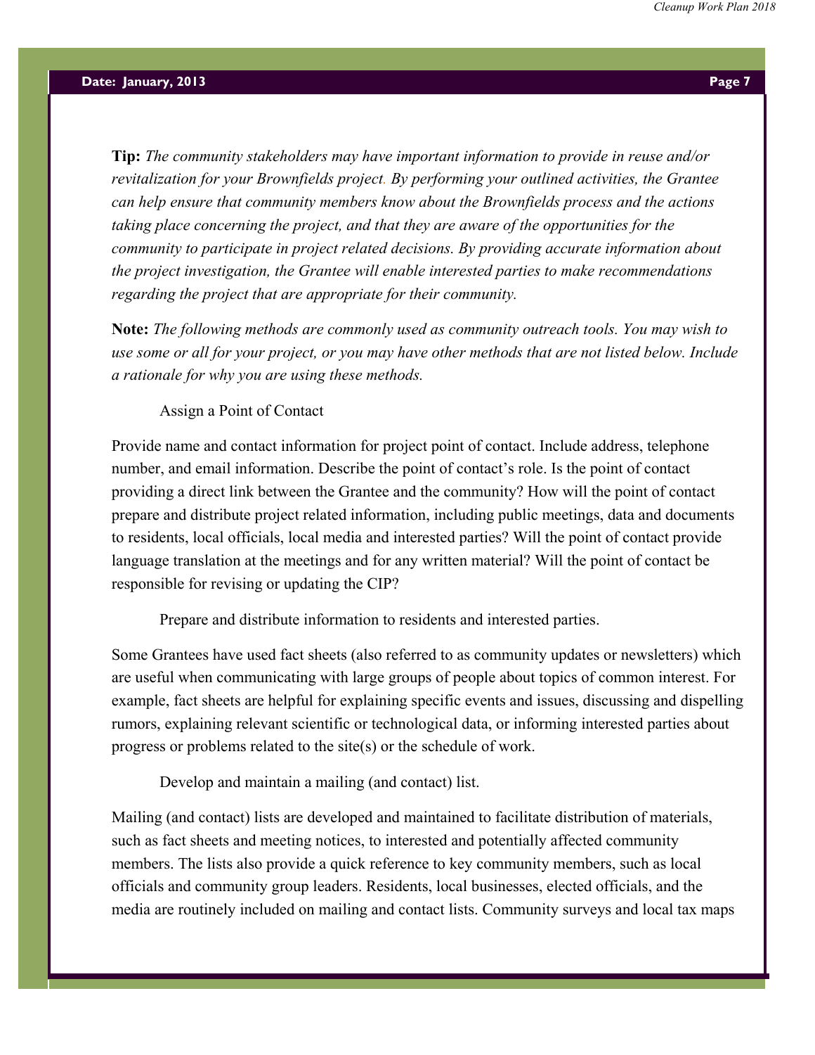**Tip:** *The community stakeholders may have important information to provide in reuse and/or revitalization for your Brownfields project. By performing your outlined activities, the Grantee can help ensure that community members know about the Brownfields process and the actions taking place concerning the project, and that they are aware of the opportunities for the community to participate in project related decisions. By providing accurate information about the project investigation, the Grantee will enable interested parties to make recommendations regarding the project that are appropriate for their community.*

**Note:** *The following methods are commonly used as community outreach tools. You may wish to use some or all for your project, or you may have other methods that are not listed below. Include a rationale for why you are using these methods.*

Assign a Point of Contact

Provide name and contact information for project point of contact. Include address, telephone number, and email information. Describe the point of contact's role. Is the point of contact providing a direct link between the Grantee and the community? How will the point of contact prepare and distribute project related information, including public meetings, data and documents to residents, local officials, local media and interested parties? Will the point of contact provide language translation at the meetings and for any written material? Will the point of contact be responsible for revising or updating the CIP?

Prepare and distribute information to residents and interested parties.

Some Grantees have used fact sheets (also referred to as community updates or newsletters) which are useful when communicating with large groups of people about topics of common interest. For example, fact sheets are helpful for explaining specific events and issues, discussing and dispelling rumors, explaining relevant scientific or technological data, or informing interested parties about progress or problems related to the site(s) or the schedule of work.

Develop and maintain a mailing (and contact) list.

Mailing (and contact) lists are developed and maintained to facilitate distribution of materials, such as fact sheets and meeting notices, to interested and potentially affected community members. The lists also provide a quick reference to key community members, such as local officials and community group leaders. Residents, local businesses, elected officials, and the media are routinely included on mailing and contact lists. Community surveys and local tax maps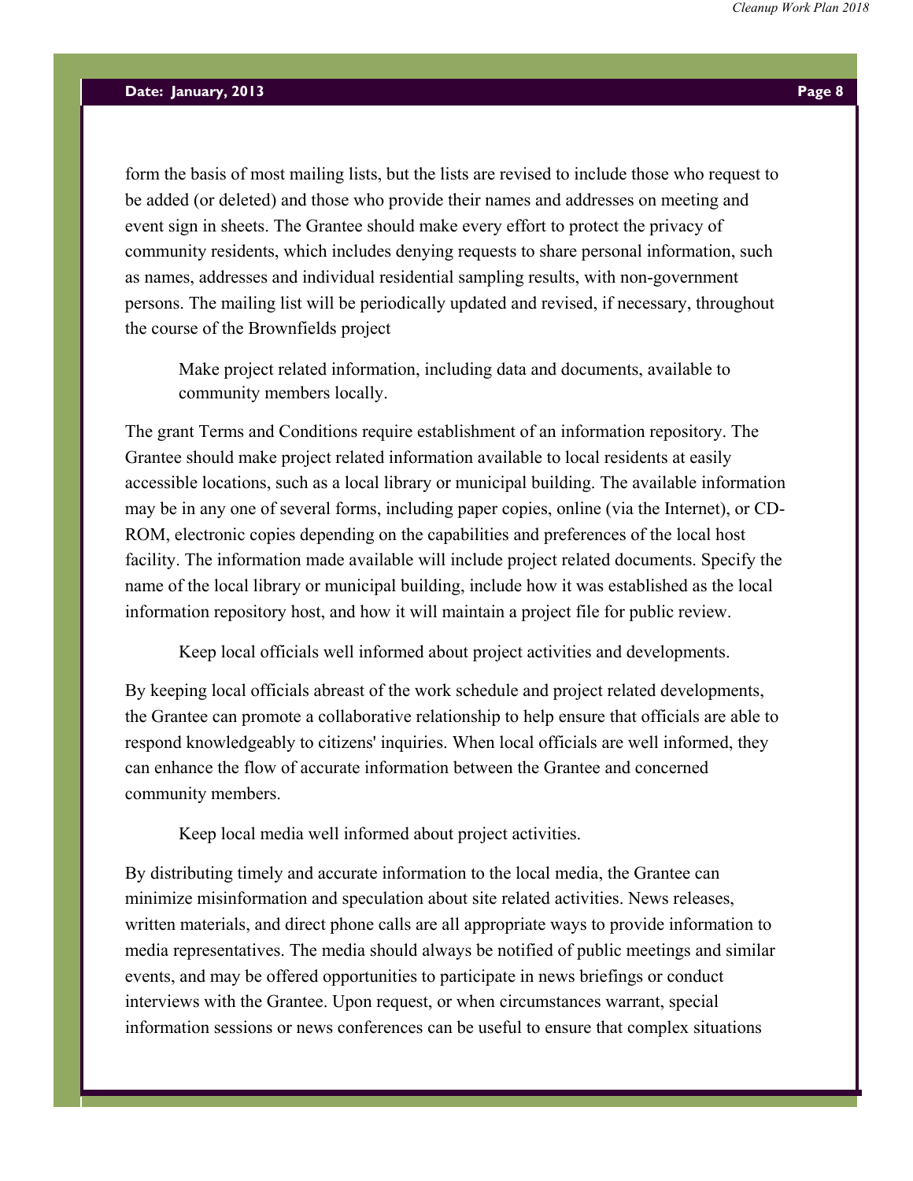form the basis of most mailing lists, but the lists are revised to include those who request to be added (or deleted) and those who provide their names and addresses on meeting and event sign in sheets. The Grantee should make every effort to protect the privacy of community residents, which includes denying requests to share personal information, such as names, addresses and individual residential sampling results, with non-government persons. The mailing list will be periodically updated and revised, if necessary, throughout the course of the Brownfields project

Make project related information, including data and documents, available to community members locally.

The grant Terms and Conditions require establishment of an information repository. The Grantee should make project related information available to local residents at easily accessible locations, such as a local library or municipal building. The available information may be in any one of several forms, including paper copies, online (via the Internet), or CD-ROM, electronic copies depending on the capabilities and preferences of the local host facility. The information made available will include project related documents. Specify the name of the local library or municipal building, include how it was established as the local information repository host, and how it will maintain a project file for public review.

Keep local officials well informed about project activities and developments.

By keeping local officials abreast of the work schedule and project related developments, the Grantee can promote a collaborative relationship to help ensure that officials are able to respond knowledgeably to citizens' inquiries. When local officials are well informed, they can enhance the flow of accurate information between the Grantee and concerned community members.

Keep local media well informed about project activities.

By distributing timely and accurate information to the local media, the Grantee can minimize misinformation and speculation about site related activities. News releases, written materials, and direct phone calls are all appropriate ways to provide information to media representatives. The media should always be notified of public meetings and similar events, and may be offered opportunities to participate in news briefings or conduct interviews with the Grantee. Upon request, or when circumstances warrant, special information sessions or news conferences can be useful to ensure that complex situations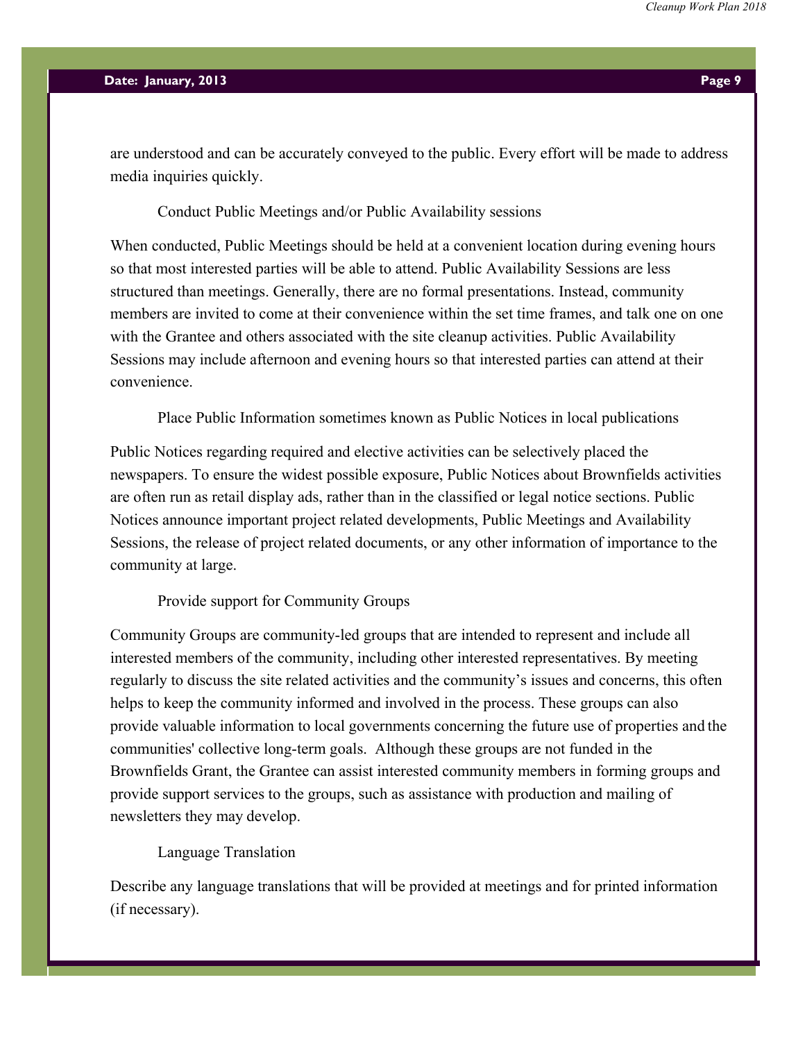are understood and can be accurately conveyed to the public. Every effort will be made to address media inquiries quickly.

Conduct Public Meetings and/or Public Availability sessions

When conducted, Public Meetings should be held at a convenient location during evening hours so that most interested parties will be able to attend. Public Availability Sessions are less structured than meetings. Generally, there are no formal presentations. Instead, community members are invited to come at their convenience within the set time frames, and talk one on one with the Grantee and others associated with the site cleanup activities. Public Availability Sessions may include afternoon and evening hours so that interested parties can attend at their convenience.

Place Public Information sometimes known as Public Notices in local publications

Public Notices regarding required and elective activities can be selectively placed the newspapers. To ensure the widest possible exposure, Public Notices about Brownfields activities are often run as retail display ads, rather than in the classified or legal notice sections. Public Notices announce important project related developments, Public Meetings and Availability Sessions, the release of project related documents, or any other information of importance to the community at large.

Provide support for Community Groups

Community Groups are community-led groups that are intended to represent and include all interested members of the community, including other interested representatives. By meeting regularly to discuss the site related activities and the community's issues and concerns, this often helps to keep the community informed and involved in the process. These groups can also provide valuable information to local governments concerning the future use of properties and the communities' collective long-term goals. Although these groups are not funded in the Brownfields Grant, the Grantee can assist interested community members in forming groups and provide support services to the groups, such as assistance with production and mailing of newsletters they may develop.

Language Translation

Describe any language translations that will be provided at meetings and for printed information (if necessary).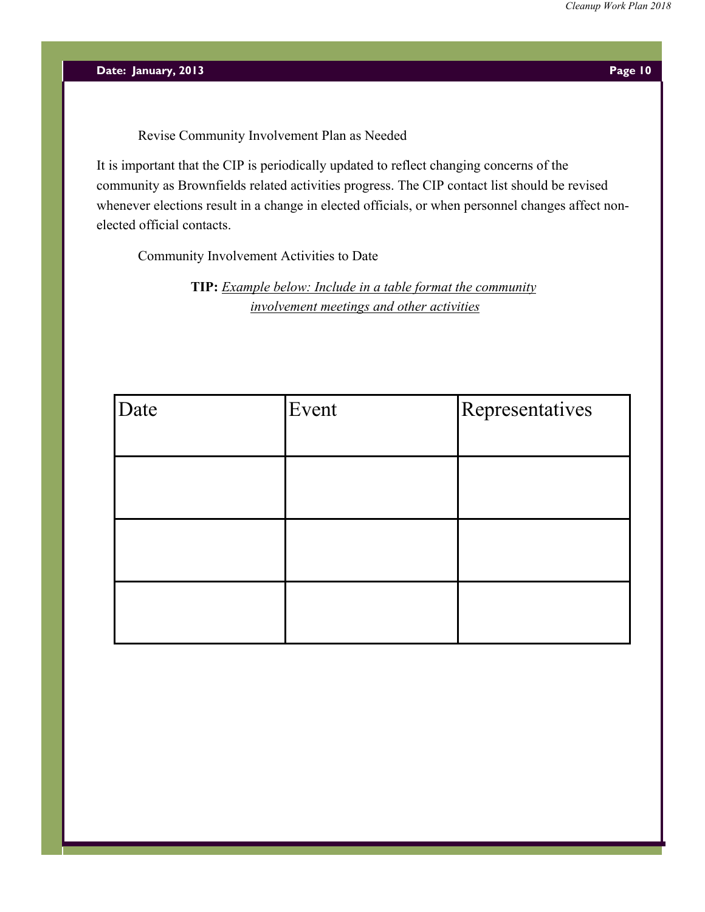Revise Community Involvement Plan as Needed

It is important that the CIP is periodically updated to reflect changing concerns of the community as Brownfields related activities progress. The CIP contact list should be revised whenever elections result in a change in elected officials, or when personnel changes affect non-elected official contacts.

Community Involvement Activities to Date

**TIP:** *Example below: Include in a table format the community involvement meetings and other activities*

| Date | Event | Representatives |
| --- | --- | --- |
| | | |
| | | |
| | | |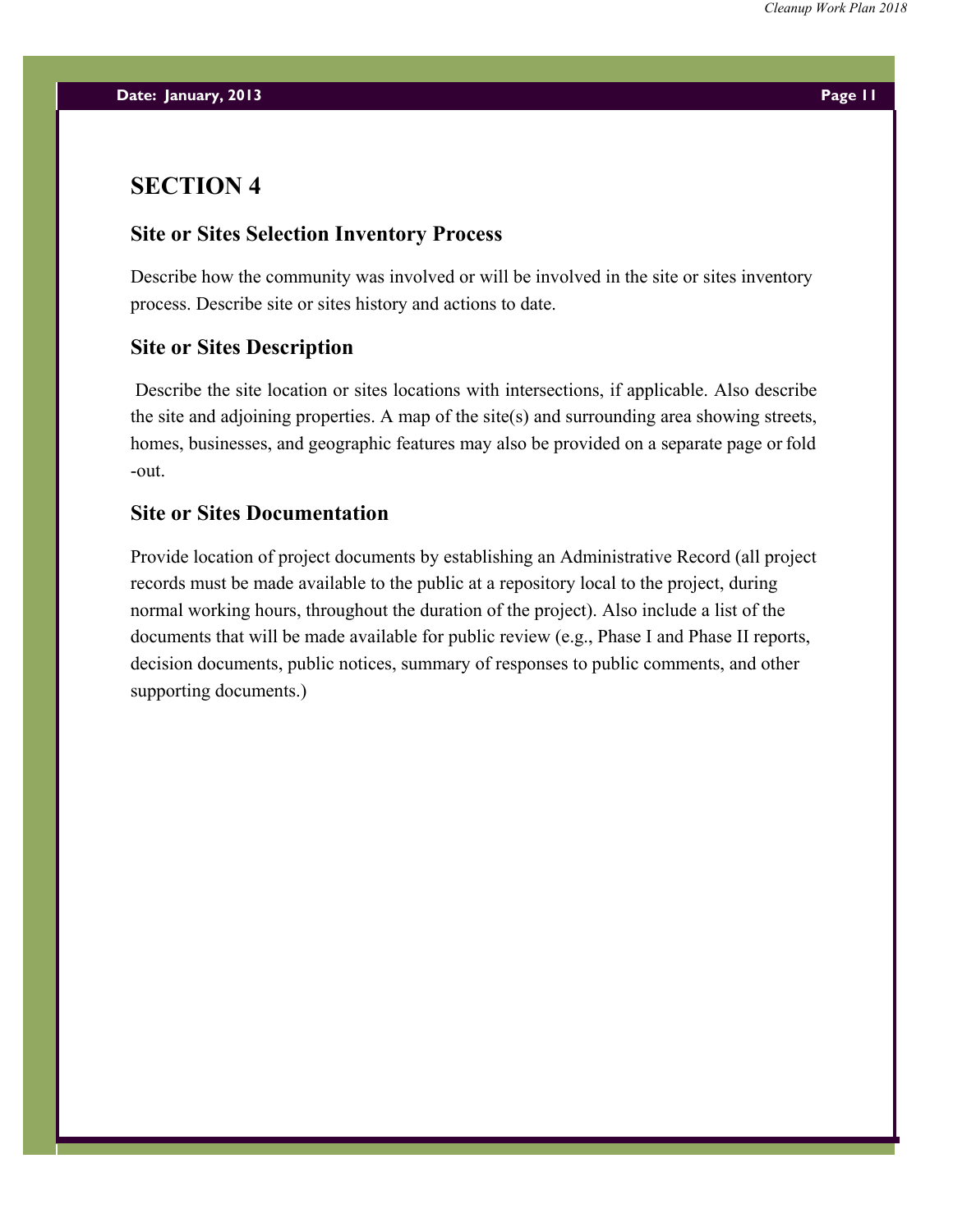# SECTION 4

## Site or Sites Selection Inventory Process

Describe how the community was involved or will be involved in the site or sites inventory process. Describe site or sites history and actions to date.

## Site or Sites Description

Describe the site location or sites locations with intersections, if applicable. Also describe the site and adjoining properties. A map of the site(s) and surrounding area showing streets, homes, businesses, and geographic features may also be provided on a separate page or fold-out.

## Site or Sites Documentation

Provide location of project documents by establishing an Administrative Record (all project records must be made available to the public at a repository local to the project, during normal working hours, throughout the duration of the project). Also include a list of the documents that will be made available for public review (e.g., Phase I and Phase II reports, decision documents, public notices, summary of responses to public comments, and other supporting documents.)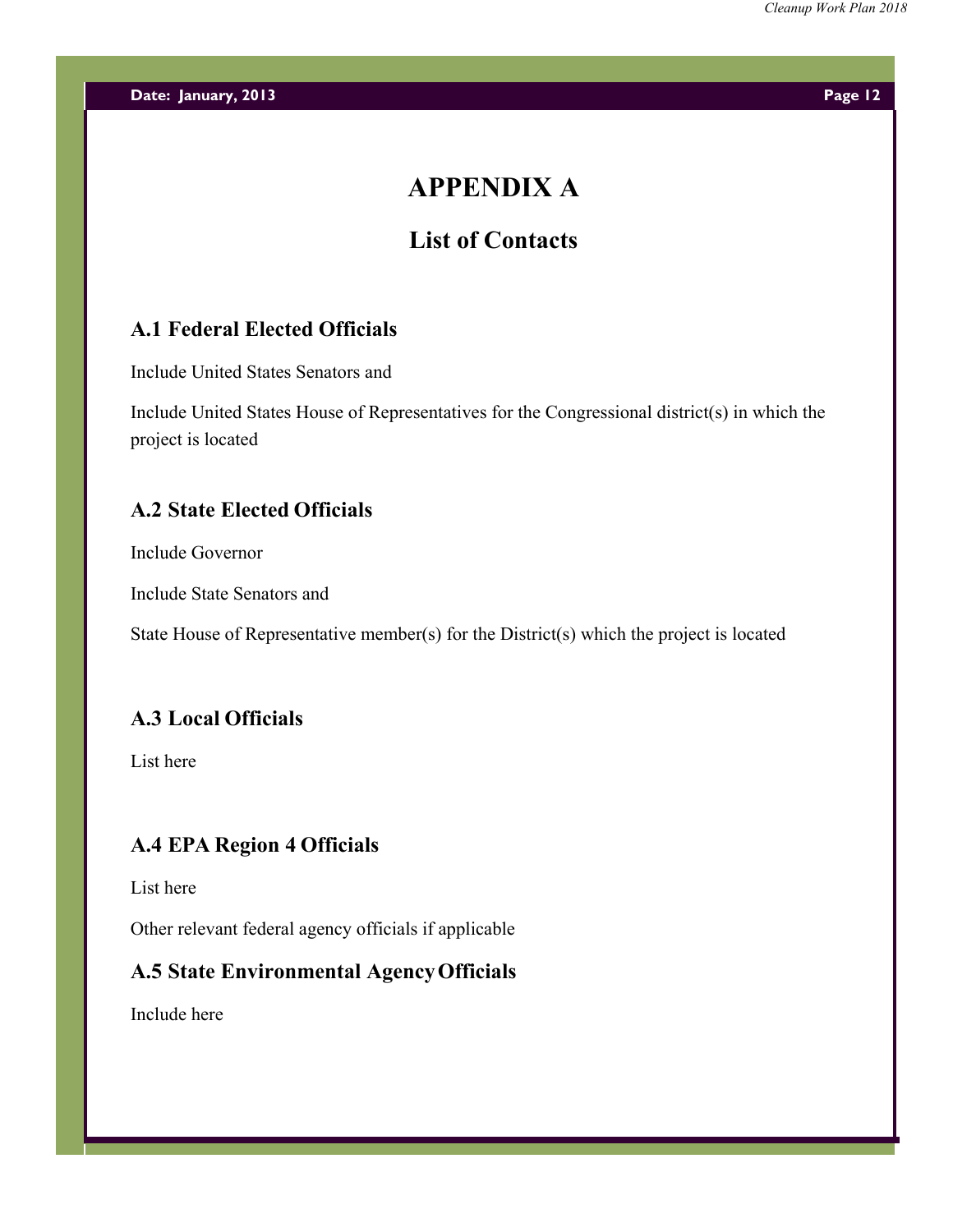# APPENDIX A

## List of Contacts

### A.1 Federal Elected Officials

Include United States Senators and

Include United States House of Representatives for the Congressional district(s) in which the project is located

### A.2 State Elected Officials

Include Governor

Include State Senators and

State House of Representative member(s) for the District(s) which the project is located

### A.3 Local Officials

List here

### A.4 EPA Region 4 Officials

List here

Other relevant federal agency officials if applicable

### A.5 State Environmental Agency Officials

Include here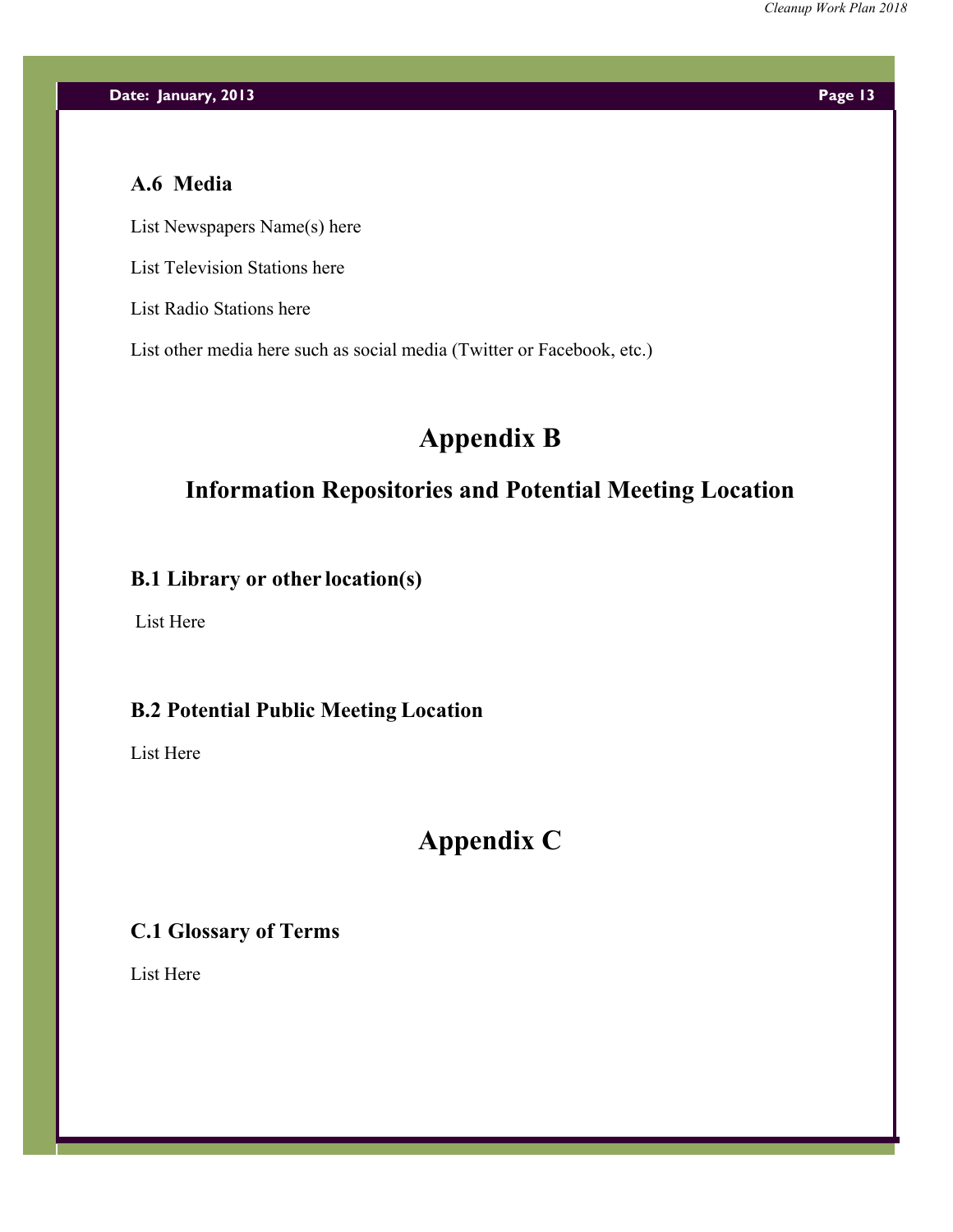### A.6 Media

List Newspapers Name(s) here

List Television Stations here

List Radio Stations here

List other media here such as social media (Twitter or Facebook, etc.)

# Appendix B

## Information Repositories and Potential Meeting Location

### B.1 Library or other location(s)

List Here

### B.2 Potential Public Meeting Location

List Here

# Appendix C

### C.1 Glossary of Terms

List Here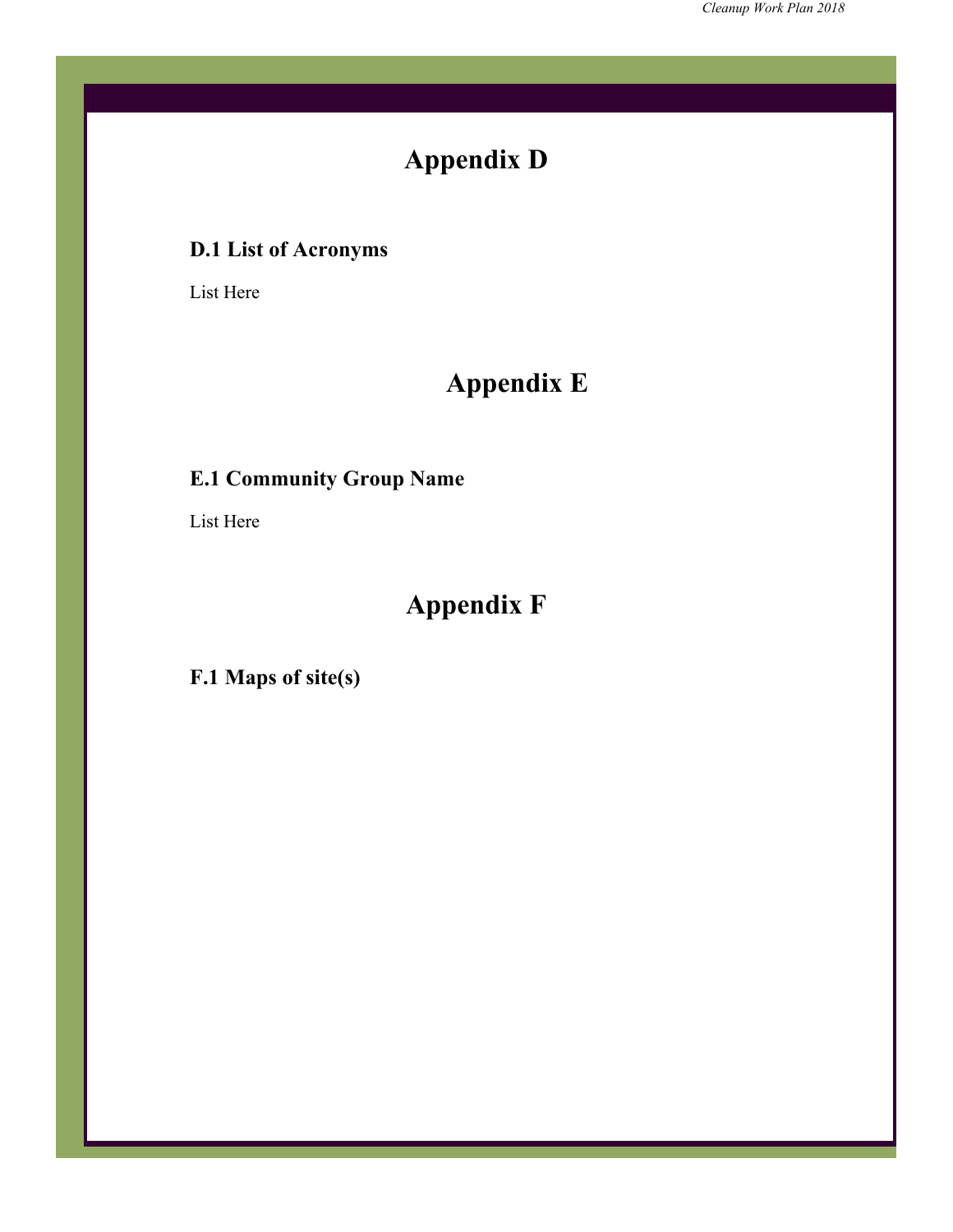# Appendix D

## D.1 List of Acronyms

List Here

# Appendix E

## E.1 Community Group Name

List Here

# Appendix F

## F.1 Maps of site(s)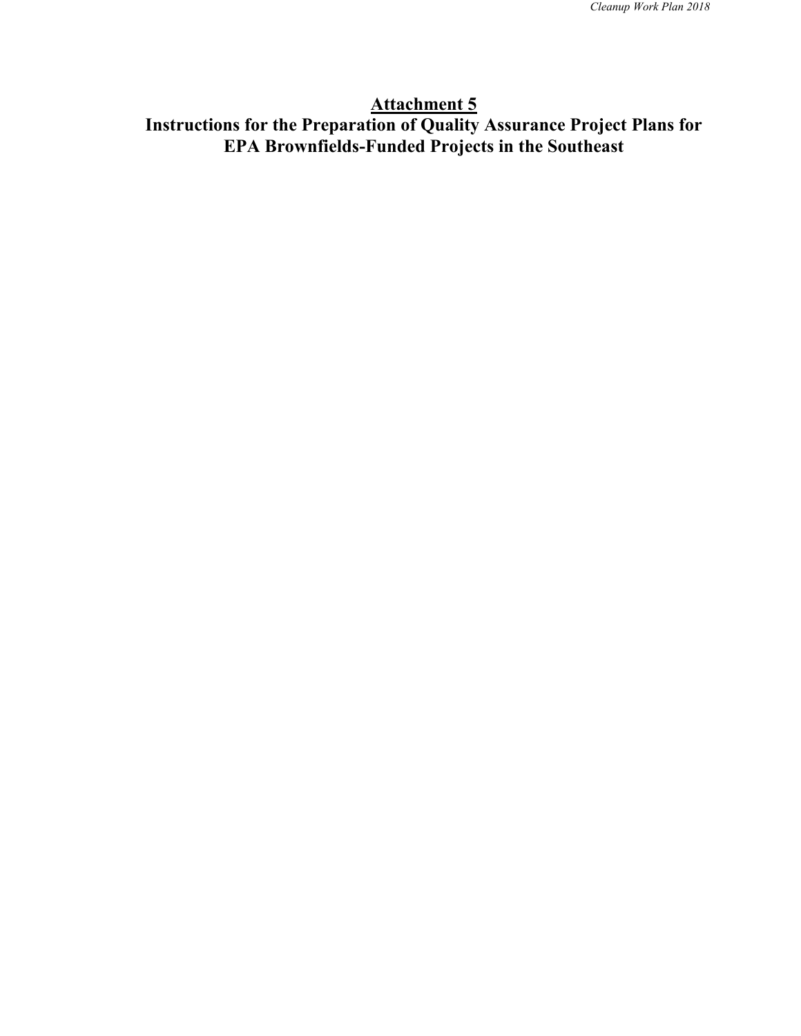# Attachment 5

## Instructions for the Preparation of Quality Assurance Project Plans for EPA Brownfields-Funded Projects in the Southeast